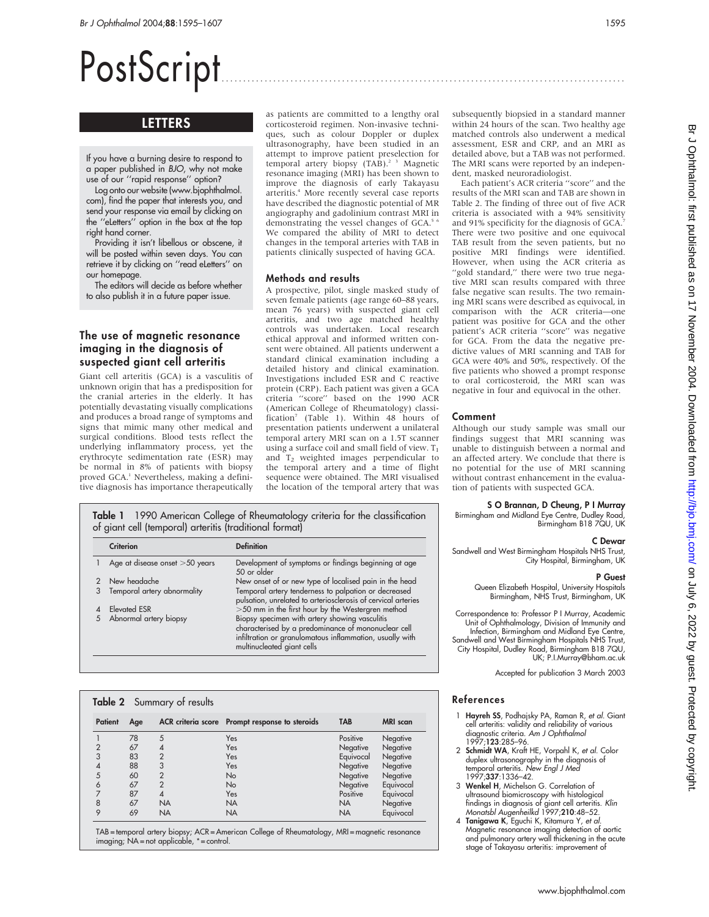# PostScript

## LETTERS

If you have a burning desire to respond to a paper published in *BJO*, why not make use of our ''rapid response'' option?

Log onto our website (www.bjophthalmol.com), find the paper that interests you, and send your response via email by clicking on the ''eLetters'' option in the box at the top right hand corner.

Providing it isn't libellous or obscene, it will be posted within seven days. You can retrieve it by clicking on ''read eLetters'' on our homepage.

The editors will decide as before whether to also publish it in a future paper issue.

### The use of magnetic resonance imaging in the diagnosis of suspected giant cell arteritis

Giant cell arteritis (GCA) is a vasculitis of unknown origin that has a predisposition for the cranial arteries in the elderly. It has potentially devastating visually complications and produces a broad range of symptoms and signs that mimic many other medical and surgical conditions. Blood tests reflect the underlying inflammatory process, yet the erythrocyte sedimentation rate (ESR) may be normal in 8% of patients with biopsy proved GCA.[1] Nevertheless, making a definitive diagnosis has importance therapeutically as patients are committed to a lengthy oral corticosteroid regimen. Non-invasive techniques, such as colour Doppler or duplex ultrasonography, have been studied in an attempt to improve patient preselection for temporal artery biopsy (TAB).[2 3] Magnetic resonance imaging (MRI) has been shown to improve the diagnosis of early Takayasu arteritis.[4] More recently several case reports have described the diagnostic potential of MR angiography and gadolinium contrast MRI in demonstrating the vessel changes of GCA.[5 6] We compared the ability of MRI to detect changes in the temporal arteries with TAB in patients clinically suspected of having GCA.

#### Methods and results

A prospective, pilot, single masked study of seven female patients (age range 60–88 years, mean 76 years) with suspected giant cell arteritis, and two age matched healthy controls was undertaken. Local research ethical approval and informed written consent were obtained. All patients underwent a standard clinical examination including a detailed history and clinical examination. Investigations included ESR and C reactive protein (CRP). Each patient was given a GCA criteria ''score'' based on the 1990 ACR (American College of Rheumatology) classification[7] (Table 1). Within 48 hours of presentation patients underwent a unilateral temporal artery MRI scan on a 1.5T scanner using a surface coil and small field of view. $T_1$ and $T_2$ weighted images perpendicular to the temporal artery and a time of flight sequence were obtained. The MRI visualised the location of the temporal artery that was subsequently biopsied in a standard manner within 24 hours of the scan. Two healthy age matched controls also underwent a medical assessment, ESR and CRP, and an MRI as detailed above, but a TAB was not performed. The MRI scans were reported by an independent, masked neuroradiologist.

Each patient's ACR criteria ''score'' and the results of the MRI scan and TAB are shown in Table 2. The finding of three out of five ACR criteria is associated with a 94% sensitivity and 91% specificity for the diagnosis of GCA.[7] There were two positive and one equivocal TAB result from the seven patients, but no positive MRI findings were identified. However, when using the ACR criteria as ''gold standard,'' there were two true negative MRI scan results compared with three false negative scan results. The two remaining MRI scans were described as equivocal, in comparison with the ACR criteria—one patient was positive for GCA and the other patient's ACR criteria ''score'' was negative for GCA. From the data the negative predictive values of MRI scanning and TAB for GCA were 40% and 50%, respectively. Of the five patients who showed a prompt response to oral corticosteroid, the MRI scan was negative in four and equivocal in the other.

#### Comment

Although our study sample was small our findings suggest that MRI scanning was unable to distinguish between a normal and an affected artery. We conclude that there is no potential for the use of MRI scanning without contrast enhancement in the evaluation of patients with suspected GCA.

**S O Brannan, D Cheung, P I Murray**
Birmingham and Midland Eye Centre, Dudley Road, Birmingham B18 7QU, UK

**C Dewar**
Sandwell and West Birmingham Hospitals NHS Trust, City Hospital, Birmingham, UK

**P Guest**
Queen Elizabeth Hospital, University Hospitals Birmingham, NHS Trust, Birmingham, UK

Correspondence to: Professor P I Murray, Academic Unit of Ophthalmology, Division of Immunity and Infection, Birmingham and Midland Eye Centre, Sandwell and West Birmingham Hospitals NHS Trust, City Hospital, Dudley Road, Birmingham B18 7QU, UK; P.I.Murray@bham.ac.uk

Accepted for publication 3 March 2003

**Table 1** 1990 American College of Rheumatology criteria for the classification of giant cell (temporal) arteritis (traditional format)

| | Criterion | Definition |
|---|---|---|
| 1 | Age at disease onset >50 years | Development of symptoms or findings beginning at age 50 or older |
| 2 | New headache | New onset of or new type of localised pain in the head |
| 3 | Temporal artery abnormality | Temporal artery tenderness to palpation or decreased pulsation, unrelated to arteriosclerosis of cervical arteries |
| 4 | Elevated ESR | >50 mm in the first hour by the Westergren method |
| 5 | Abnormal artery biopsy | Biopsy specimen with artery showing vasculitis characterised by a predominance of mononuclear cell infiltration or granulomatous inflammation, usually with multinucleated giant cells |

**Table 2** Summary of results

| Patient | Age | ACR criteria score | Prompt response to steroids | TAB | MRI scan |
|---|---|---|---|---|---|
| 1 | 78 | 5 | Yes | Positive | Negative |
| 2 | 67 | 4 | Yes | Negative | Negative |
| 3 | 83 | 2 | Yes | Equivocal | Negative |
| 4 | 88 | 3 | Yes | Negative | Negative |
| 5 | 60 | 2 | No | Negative | Negative |
| 6 | 67 | 2 | No | Negative | Equivocal |
| 7 | 87 | 4 | Yes | Positive | Equivocal |
| 8 | 67 | NA | NA | NA | Negative |
| 9 | 69 | NA | NA | NA | Equivocal |

TAB = temporal artery biopsy; ACR = American College of Rheumatology, MRI = magnetic resonance imaging; NA = not applicable, * = control.

### References

1. **Hayreh SS**, Podhajsky PA, Raman R, *et al*. Giant cell arteritis: validity and reliability of various diagnostic criteria. *Am J Ophthalmol* 1997;**123**:285–96.
2. **Schmidt WA**, Kraft HE, Vorpahl K, *et al*. Color duplex ultrasonography in the diagnosis of temporal arteritis. *New Engl J Med* 1997;**337**:1336–42.
3. **Wenkel H**, Michelson G. Correlation of ultrasound biomicroscopy with histological findings in diagnosis of giant cell arteritis. *Klin Monatsbl Augenheilkd* 1997;**210**:48–52.
4. **Tanigawa K**, Eguchi K, Kitamura Y, *et al*. Magnetic resonance imaging detection of aortic and pulmonary artery wall thickening in the acute stage of Takayasu arteritis: improvement of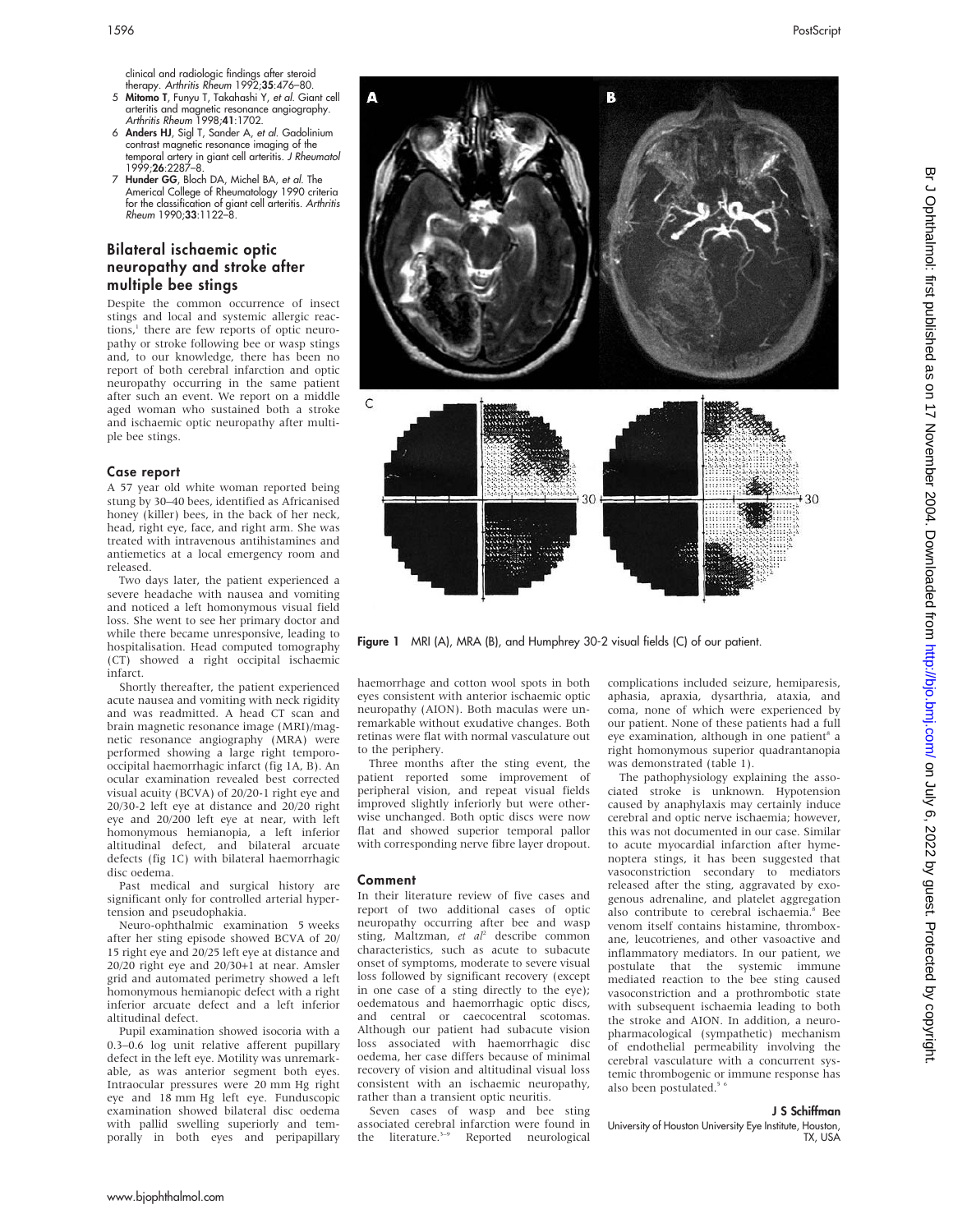clinical and radiologic findings after steroid therapy. *Arthritis Rheum* 1992;**35**:476–80.

5 **Mitomo T**, Funyu T, Takahashi Y, *et al*. Giant cell arteritis and magnetic resonance angiography. *Arthritis Rheum* 1998;**41**:1702.

6 **Anders HJ**, Sigl T, Sander A, *et al*. Gadolinium contrast magnetic resonance imaging of the temporal artery in giant cell arteritis. *J Rheumatol* 1999;**26**:2287–8.

7 **Hunder GG**, Bloch DA, Michel BA, *et al*. The Americal College of Rheumatology 1990 criteria for the classification of giant cell arteritis. *Arthritis Rheum* 1990;**33**:1122–8.

## Bilateral ischaemic optic neuropathy and stroke after multiple bee stings

Despite the common occurrence of insect stings and local and systemic allergic reactions,[1] there are few reports of optic neuropathy or stroke following bee or wasp stings and, to our knowledge, there has been no report of both cerebral infarction and optic neuropathy occurring in the same patient after such an event. We report on a middle aged woman who sustained both a stroke and ischaemic optic neuropathy after multiple bee stings.

### Case report

A 57 year old white woman reported being stung by 30–40 bees, identified as Africanised honey (killer) bees, in the back of her neck, head, right eye, face, and right arm. She was treated with intravenous antihistamines and antiemetics at a local emergency room and released.

Two days later, the patient experienced a severe headache with nausea and vomiting and noticed a left homonymous visual field loss. She went to see her primary doctor and while there became unresponsive, leading to hospitalisation. Head computed tomography (CT) showed a right occipital ischaemic infarct.

Shortly thereafter, the patient experienced acute nausea and vomiting with neck rigidity and was readmitted. A head CT scan and brain magnetic resonance image (MRI)/magnetic resonance angiography (MRA) were performed showing a large right temporo-occipital haemorrhagic infarct (fig 1A, B). An ocular examination revealed best corrected visual acuity (BCVA) of 20/20-1 right eye and 20/30-2 left eye at distance and 20/20 right eye and 20/200 left eye at near, with left homonymous hemianopia, a left inferior altitudinal defect, and bilateral arcuate defects (fig 1C) with bilateral haemorrhagic disc oedema.

Past medical and surgical history are significant only for controlled arterial hypertension and pseudophakia.

Neuro-ophthalmic examination 5 weeks after her sting episode showed BCVA of 20/15 right eye and 20/25 left eye at distance and 20/20 right eye and 20/30+1 at near. Amsler grid and automated perimetry showed a left homonymous hemianopic defect with a right inferior arcuate defect and a left inferior altitudinal defect.

Pupil examination showed isocoria with a 0.3–0.6 log unit relative afferent pupillary defect in the left eye. Motility was unremarkable, as was anterior segment both eyes. Intraocular pressures were 20 mm Hg right eye and 18 mm Hg left eye. Funduscopic examination showed bilateral disc oedema with pallid swelling superiorly and temporally in both eyes and peripapillary haemorrhage and cotton wool spots in both eyes consistent with anterior ischaemic optic neuropathy (AION). Both maculas were unremarkable without exudative changes. Both retinas were flat with normal vasculature out to the periphery.

Three months after the sting event, the patient reported some improvement of peripheral vision, and repeat visual fields improved slightly inferiorly but were otherwise unchanged. Both optic discs were now flat and showed superior temporal pallor with corresponding nerve fibre layer dropout.

Figure 1 MRI (A), MRA (B), and Humphrey 30-2 visual fields (C) of our patient.

### Comment

In their literature review of five cases and report of two additional cases of optic neuropathy occurring after bee and wasp sting, Maltzman, *et al*[2] describe common characteristics, such as acute to subacute onset of symptoms, moderate to severe visual loss followed by significant recovery (except in one case of a sting directly to the eye); oedematous and haemorrhagic optic discs, and central or caecocentral scotomas. Although our patient had subacute vision loss associated with haemorrhagic disc oedema, her case differs because of minimal recovery of vision and altitudinal visual loss consistent with an ischaemic neuropathy, rather than a transient optic neuritis.

Seven cases of wasp and bee sting associated cerebral infarction were found in the literature.[3–9] Reported neurological complications included seizure, hemiparesis, aphasia, apraxia, dysarthria, ataxia, and coma, none of which were experienced by our patient. None of these patients had a full eye examination, although in one patient[8] a right homonymous superior quadrantanopia was demonstrated (table 1).

The pathophysiology explaining the associated stroke is unknown. Hypotension caused by anaphylaxis may certainly induce cerebral and optic nerve ischaemia; however, this was not documented in our case. Similar to acute myocardial infarction after hymenoptera stings, it has been suggested that vasoconstriction secondary to mediators released after the sting, aggravated by exogenous adrenaline, and platelet aggregation also contribute to cerebral ischaemia.[8] Bee venom itself contains histamine, thromboxane, leucotrienes, and other vasoactive and inflammatory mediators. In our patient, we postulate that the systemic immune mediated reaction to the bee sting caused vasoconstriction and a prothrombotic state with subsequent ischaemia leading to both the stroke and AION. In addition, a neuropharmacological (sympathetic) mechanism of endothelial permeability involving the cerebral vasculature with a concurrent systemic thrombogenic or immune response has also been postulated.[5 6]

**J S Schiffman**
University of Houston University Eye Institute, Houston, TX, USA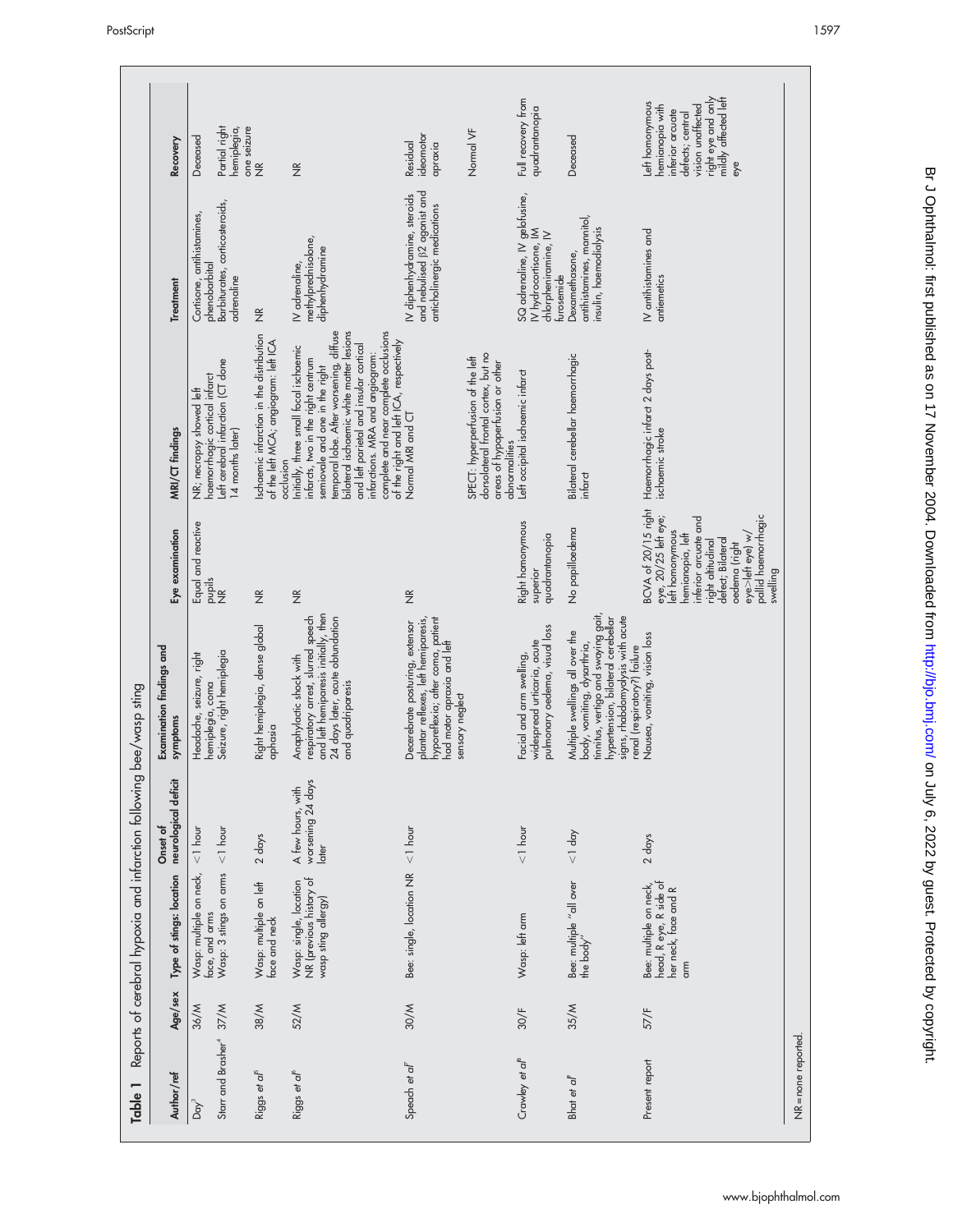**Table 1** Reports of cerebral hypoxia and infarction following bee/wasp sting

| Author/ref | Age/sex | Type of stings: location | Onset of neurological deficit | Examination findings and symptoms | Eye examination | MRI/CT findings | Treatment | Recovery |
|---|---|---|---|---|---|---|---|---|
| Day[3] | 36/M | Wasp: multiple on neck, face, and arms | <1 hour | Headache, seizure, right hemiplegia, coma | Equal and reactive pupils | NR; necropsy showed left haemorrhagic cortical infarct | Cortisone, antihistamines, phenobarbital | Deceased |
| Starr and Brasher[4] | 37/M | Wasp: 3 stings on arms | <1 hour | Seizure, right hemiplegia | NR | Left cerebral infarction (CT done 14 months later) | Barbiturates, corticosteroids, adrenaline | Partial right hemiplegia, one seizure |
| Riggs *et al*[5] | 38/M | Wasp: multiple on left face and neck | 2 days | Right hemiplegia, dense global aphasia | NR | Ischaemic infarction in the distribution of the left MCA; angiogram: left ICA occlusion | NR | NR |
| Riggs *et al*[6] | 52/M | Wasp: single, location NR (previous history of wasp sting allergy) | A few hours, with worsening 24 days later | Anaphylactic shock with respiratory arrest, slurred speech and left hemiparesis initially, then 24 days later, acute obtundation and quadriparesis | NR | Initially, three small focal ischaemic infarcts, two in the right centrum semiovale and one in the right temporal lobe. After worsening, diffuse bilateral ischaemic white matter lesions and left parietal and insular cortical infarctions. MRA and angiogram: complete and near complete occlusions of the right and left ICA, respectively | IV adrenaline, methylprednisolone, diphenhydramine | NR |
| Speach *et al*[7] | 30/M | Bee: single, location NR | <1 hour | Decerebrate posturing, extensor plantar reflexes, left hemiparesis, hyporeflexia; after coma, patient had motor apraxia and left sensory neglect | NR | Normal MRI and CT<br><br>SPECT: hyperperfusion of the left dorsolateral frontal cortex, but no areas of hypoperfusion or other abnormalities | IV diphenhydramine, steroids and nebulised β2 agonist and anticholinergic medications | Residual ideomotor apraxia<br><br>Normal VF |
| Crawley *et al*[8] | 30/F | Wasp: left arm | <1 hour | Facial and arm swelling, widespread urticaria, acute pulmonary oedema, visual loss | Right homonymous superior quadrantanopia | Left occipital ischaemic infarct | SQ adrenaline, IV gelofusine, IV hydrocortisone, IM chlorpheniramine, IV furosemide | Full recovery from quadrantanopia |
| Bhat *et al*[9] | 35/M | Bee: multiple "all over the body" | <1 day | Multiple swellings all over the body, vomiting, dysarthria, tinnitus, vertigo and swaying gait, hypertension, bilateral cerebellar signs, rhabdomyolysis with acute renal (respiratory?) failure | No papilloedema | Bilateral cerebellar haemorrhagic infarct | Dexamethasone, antihistamines, mannitol, insulin, haemodialysis | Deceased |
| Present report | 57/F | Bee: multiple on neck, head, R eye, R side of her neck, face and R arm | 2 days | Nausea, vomiting, vision loss | BCVA of 20/15 right eye, 20/25 left eye; left homonymous hemianopia, left inferior arcuate and right altitudinal defect; Bilateral oedema (right eye>left eye) w/ pallid haemorrhagic swelling | Haemorrhagic infarct 2 days post-ischaemic stroke | IV antihistamines and antiemetics | Left homonymous hemianopia with inferior arcuate defects; central vision unaffected right eye and only mildly affected left eye |

NR = none reported.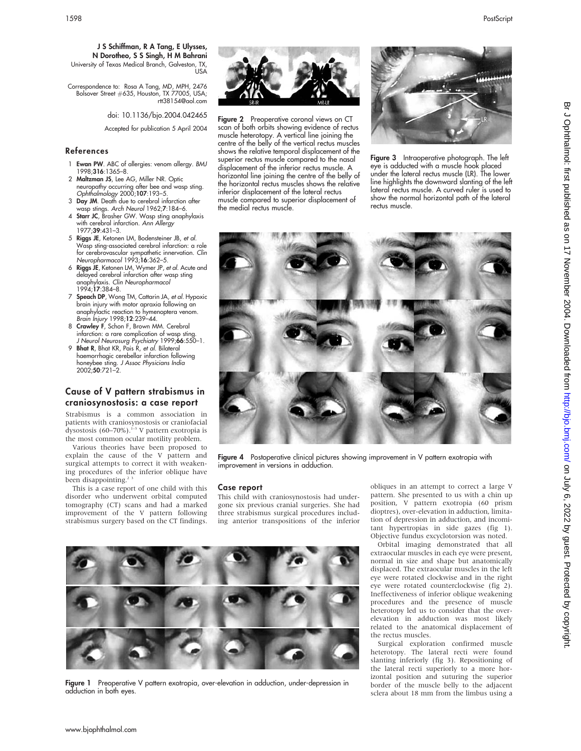**J S Schiffman, R A Tang, E Ulysses, N Dorotheo, S S Singh, H M Bahrani**
University of Texas Medical Branch, Galveston, TX, USA

Correspondence to: Rosa A Tang, MD, MPH, 2476 Bolsover Street #635, Houston, TX 77005, USA; rtt38154@aol.com

doi: 10.1136/bjo.2004.042465

Accepted for publication 5 April 2004

## References

1. **Ewan PW**. ABC of allergies: venom allergy. *BMJ* 1998;**316**:1365–8.
2. **Maltzman JS**, Lee AG, Miller NR. Optic neuropathy occurring after bee and wasp sting. *Ophthalmology* 2000;**107**:193–5.
3. **Day JM**. Death due to cerebral infarction after wasp stings. *Arch Neurol* 1962;**7**:184–6.
4. **Starr JC**, Brasher GW. Wasp sting anaphylaxis with cerebral infarction. *Ann Allergy* 1977;**39**:431–3.
5. **Riggs JE**, Ketonen LM, Bodensteiner JB, *et al*. Wasp sting-associated cerebral infarction: a role for cerebrovascular sympathetic innervation. *Clin Neuropharmacol* 1993;**16**:362–5.
6. **Riggs JE**, Ketonen LM, Wymer JP, *et al*. Acute and delayed cerebral infarction after wasp sting anaphylaxis. *Clin Neuropharmacol* 1994;**17**:384–8.
7. **Speach DP**, Wong TM, Cattarin JA, *et al*. Hypoxic brain injury with motor apraxia following an anaphylactic reaction to hymenoptera venom. *Brain Injury* 1998;**12**:239–44.
8. **Crawley F**, Schon F, Brown MM. Cerebral infarction: a rare complication of wasp sting. *J Neurol Neurosurg Psychiatry* 1999;**66**:550–1.
9. **Bhat R**, Bhat KR, Pais R, *et al*. Bilateral haemorrhagic cerebellar infarction following honeybee sting. *J Assoc Physicians India* 2002;**50**:721–2.

## Cause of V pattern strabismus in craniosynostosis: a case report

Strabismus is a common association in patients with craniosynostosis or craniofacial dysostosis (60–70%).[1–3] V pattern exotropia is the most common ocular motility problem.

Various theories have been proposed to explain the cause of the V pattern and surgical attempts to correct it with weakening procedures of the inferior oblique have been disappointing.[2 3]

This is a case report of one child with this disorder who underwent orbital computed tomography (CT) scans and had a marked improvement of the V pattern following strabismus surgery based on the CT findings.

Figure 1 Preoperative V pattern exotropia, over-elevation in adduction, under-depression in adduction in both eyes.

Figure 2 Preoperative coronal views on CT scan of both orbits showing evidence of rectus muscle heterotopy. A vertical line joining the centre of the belly of the vertical rectus muscles shows the relative temporal displacement of the superior rectus muscle compared to the nasal displacement of the inferior rectus muscle. A horizontal line joining the centre of the belly of the horizontal rectus muscles shows the relative inferior displacement of the lateral rectus muscle compared to superior displacement of the medial rectus muscle.

Figure 3 Intraoperative photograph. The left eye is adducted with a muscle hook placed under the lateral rectus muscle (LR). The lower line highlights the downward slanting of the left lateral rectus muscle. A curved ruler is used to show the normal horizontal path of the lateral rectus muscle.

Figure 4 Postoperative clinical pictures showing improvement in V pattern exotropia with improvement in versions in adduction.

### Case report

This child with craniosynostosis had undergone six previous cranial surgeries. She had three strabismus surgical procedures including anterior transpositions of the inferior obliques in an attempt to correct a large V pattern. She presented to us with a chin up position, V pattern exotropia (60 prism dioptres), over-elevation in adduction, limitation of depression in adduction, and incomitant hypertropias in side gazes (fig 1). Objective fundus excyclotorsion was noted.

Orbital imaging demonstrated that all extraocular muscles in each eye were present, normal in size and shape but anatomically displaced. The extraocular muscles in the left eye were rotated clockwise and in the right eye were rotated counterclockwise (fig 2). Ineffectiveness of inferior oblique weakening procedures and the presence of muscle heterotopy led us to consider that the over-elevation in adduction was most likely related to the anatomical displacement of the rectus muscles.

Surgical exploration confirmed muscle heterotopy. The lateral recti were found slanting inferiorly (fig 3). Repositioning of the lateral recti superiorly to a more horizontal position and suturing the superior border of the muscle belly to the adjacent sclera about 18 mm from the limbus using a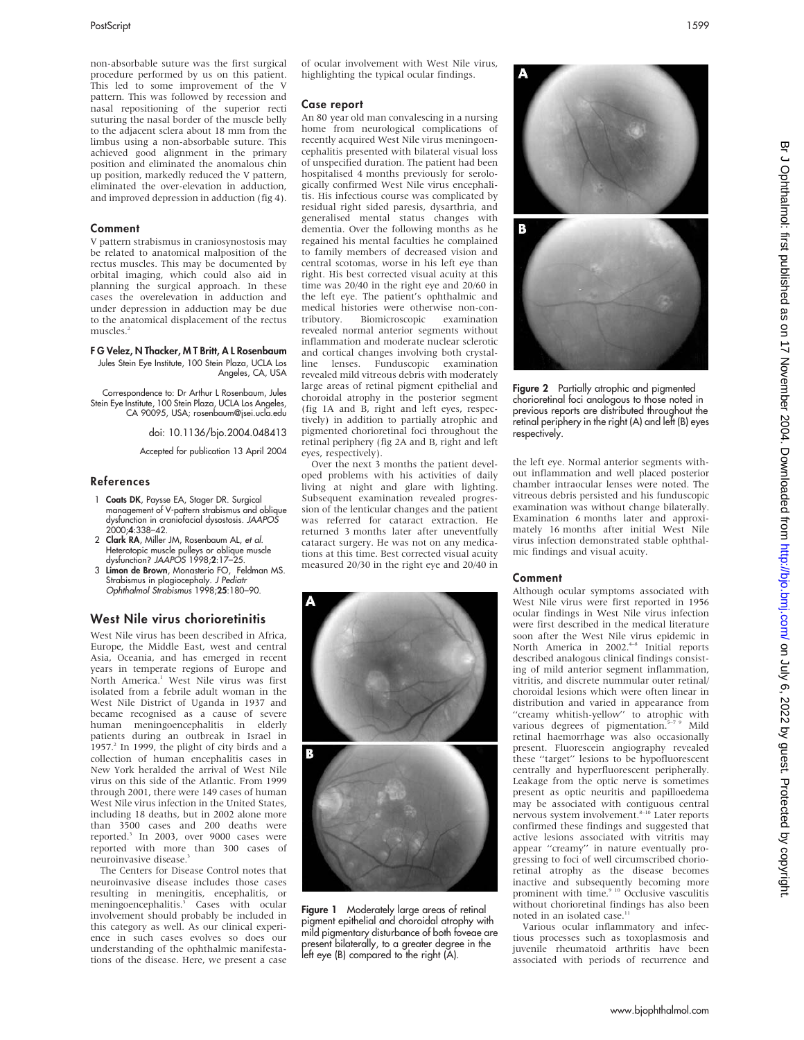non-absorbable suture was the first surgical procedure performed by us on this patient. This led to some improvement of the V pattern. This was followed by recession and nasal repositioning of the superior recti suturing the nasal border of the muscle belly to the adjacent sclera about 18 mm from the limbus using a non-absorbable suture. This achieved good alignment in the primary position and eliminated the anomalous chin up position, markedly reduced the V pattern, eliminated the over-elevation in adduction, and improved depression in adduction (fig 4).

### Comment

V pattern strabismus in craniosynostosis may be related to anatomical malposition of the rectus muscles. This may be documented by orbital imaging, which could also aid in planning the surgical approach. In these cases the overelevation in adduction and under depression in adduction may be due to the anatomical displacement of the rectus muscles.[2]

**F G Velez, N Thacker, M T Britt, A L Rosenbaum**
Jules Stein Eye Institute, 100 Stein Plaza, UCLA Los Angeles, CA, USA

Correspondence to: Dr Arthur L Rosenbaum, Jules Stein Eye Institute, 100 Stein Plaza, UCLA Los Angeles, CA 90095, USA; rosenbaum@jsei.ucla.edu

doi: 10.1136/bjo.2004.048413

Accepted for publication 13 April 2004

### References

1. **Coats DK**, Paysse EA, Stager DR. Surgical management of V-pattern strabismus and oblique dysfunction in craniofacial dysostosis. *JAAPOS* 2000;**4**:338–42.
2. **Clark RA**, Miller JM, Rosenbaum AL, *et al*. Heterotopic muscle pulleys or oblique muscle dysfunction? *JAAPOS* 1998;**2**:17–25.
3. **Limon de Brown**, Monasterio FO, Feldman MS. Strabismus in plagiocephaly. *J Pediatr Ophthalmol Strabismus* 1998;**25**:180–90.

## West Nile virus chorioretinitis

West Nile virus has been described in Africa, Europe, the Middle East, west and central Asia, Oceania, and has emerged in recent years in temperate regions of Europe and North America.[1] West Nile virus was first isolated from a febrile adult woman in the West Nile District of Uganda in 1937 and became recognised as a cause of severe human meningoencephalitis in elderly patients during an outbreak in Israel in 1957.[2] In 1999, the plight of city birds and a collection of human encephalitis cases in New York heralded the arrival of West Nile virus on this side of the Atlantic. From 1999 through 2001, there were 149 cases of human West Nile virus infection in the United States, including 18 deaths, but in 2002 alone more than 3500 cases and 200 deaths were reported.[3] In 2003, over 9000 cases were reported with more than 300 cases of neuroinvasive disease.[3]

The Centers for Disease Control notes that neuroinvasive disease includes those cases resulting in meningitis, encephalitis, or meningoencephalitis.[3] Cases with ocular involvement should probably be included in this category as well. As our clinical experience in such cases evolves so does our understanding of the ophthalmic manifestations of the disease. Here, we present a case of ocular involvement with West Nile virus, highlighting the typical ocular findings.

### Case report

An 80 year old man convalescing in a nursing home from neurological complications of recently acquired West Nile virus meningoencephalitis presented with bilateral visual loss of unspecified duration. The patient had been hospitalised 4 months previously for serologically confirmed West Nile virus encephalitis. His infectious course was complicated by residual right sided paresis, dysarthria, and generalised mental status changes with dementia. Over the following months as he regained his mental faculties he complained to family members of decreased vision and central scotomas, worse in his left eye than right. His best corrected visual acuity at this time was 20/40 in the right eye and 20/60 in the left eye. The patient's ophthalmic and medical histories were otherwise non-contributory. Biomicroscopic examination revealed normal anterior segments without inflammation and moderate nuclear sclerotic and cortical changes involving both crystalline lenses. Funduscopic examination revealed mild vitreous debris with moderately large areas of retinal pigment epithelial and choroidal atrophy in the posterior segment (fig 1A and B, right and left eyes, respectively) in addition to partially atrophic and pigmented chorioretinal foci throughout the retinal periphery (fig 2A and B, right and left eyes, respectively).

Over the next 3 months the patient developed problems with his activities of daily living at night and glare with lighting. Subsequent examination revealed progression of the lenticular changes and the patient was referred for cataract extraction. He returned 3 months later after uneventfully cataract surgery. He was not on any medications at this time. Best corrected visual acuity measured 20/30 in the right eye and 20/40 in the left eye. Normal anterior segments without inflammation and well placed posterior chamber intraocular lenses were noted. The vitreous debris persisted and his funduscopic examination was without change bilaterally. Examination 6 months later and approximately 16 months after initial West Nile virus infection demonstrated stable ophthalmic findings and visual acuity.

**Figure 1** Moderately large areas of retinal pigment epithelial and choroidal atrophy with mild pigmentary disturbance of both foveae are present bilaterally, to a greater degree in the left eye (B) compared to the right (A).

**Figure 2** Partially atrophic and pigmented chorioretinal foci analogous to those noted in previous reports are distributed throughout the retinal periphery in the right (A) and left (B) eyes respectively.

### Comment

Although ocular symptoms associated with West Nile virus were first reported in 1956 ocular findings in West Nile virus infection were first described in the medical literature soon after the West Nile virus epidemic in North America in 2002.[4–8] Initial reports described analogous clinical findings consisting of mild anterior segment inflammation, vitritis, and discrete nummular outer retinal/choroidal lesions which were often linear in distribution and varied in appearance from "creamy whitish-yellow" to atrophic with various degrees of pigmentation.[5–7 9] Mild retinal haemorrhage was also occasionally present. Fluorescein angiography revealed these "target" lesions to be hypofluorescent centrally and hyperfluorescent peripherally. Leakage from the optic nerve is sometimes present as optic neuritis and papilloedema may be associated with contiguous central nervous system involvement.[8–10] Later reports confirmed these findings and suggested that active lesions associated with vitritis may appear "creamy" in nature eventually progressing to foci of well circumscribed chorioretinal atrophy as the disease becomes inactive and subsequently becoming more prominent with time.[9 10] Occlusive vasculitis without chorioretinal findings has also been noted in an isolated case.[11]

Various ocular inflammatory and infectious processes such as toxoplasmosis and juvenile rheumatoid arthritis have been associated with periods of recurrence and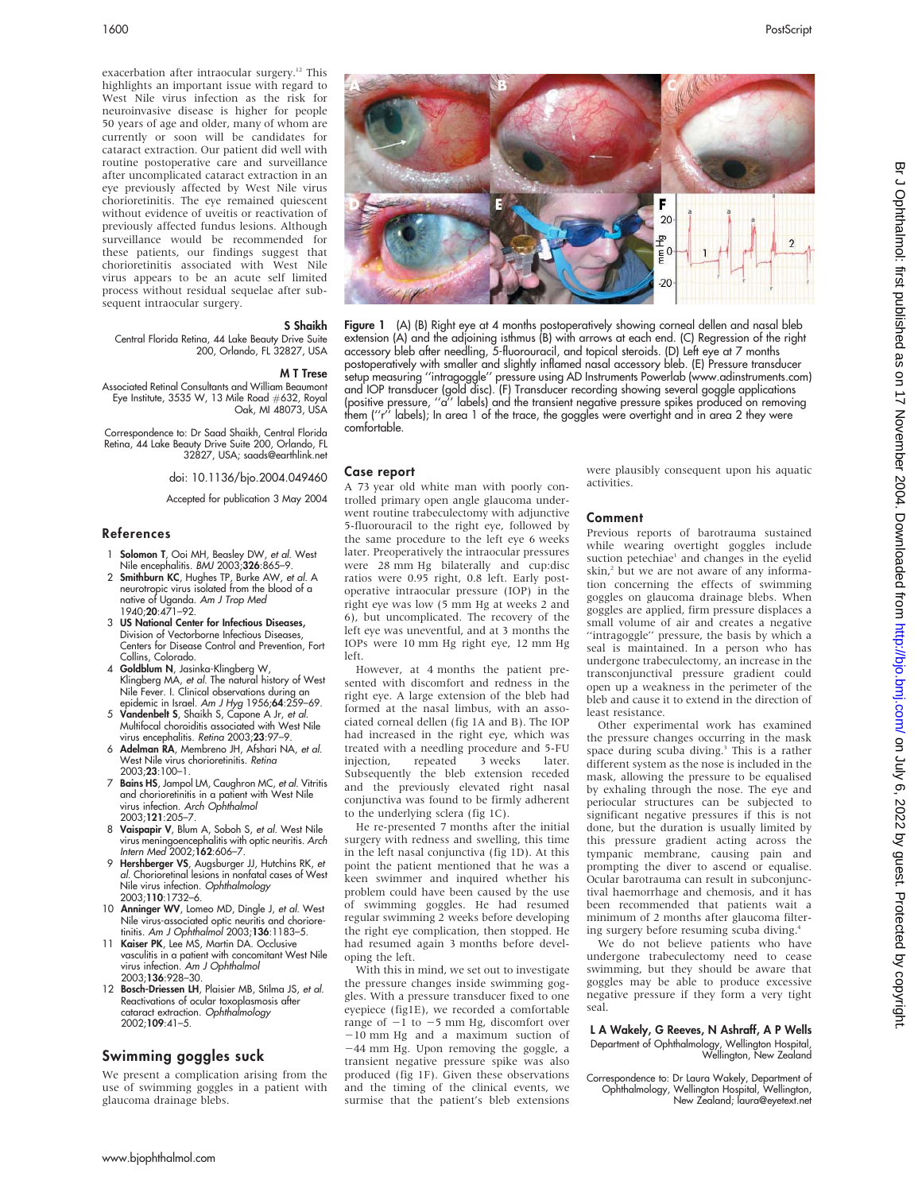exacerbation after intraocular surgery.[12] This highlights an important issue with regard to West Nile virus infection as the risk for neuroinvasive disease is higher for people 50 years of age and older, many of whom are currently or soon will be candidates for cataract extraction. Our patient did well with routine postoperative care and surveillance after uncomplicated cataract extraction in an eye previously affected by West Nile virus chorioretinitis. The eye remained quiescent without evidence of uveitis or reactivation of previously affected fundus lesions. Although surveillance would be recommended for these patients, our findings suggest that chorioretinitis associated with West Nile virus appears to be an acute self limited process without residual sequelae after subsequent intraocular surgery.

**S Shaikh**
Central Florida Retina, 44 Lake Beauty Drive Suite 200, Orlando, FL 32827, USA

**M T Trese**
Associated Retinal Consultants and William Beaumont Eye Institute, 3535 W, 13 Mile Road #632, Royal Oak, MI 48073, USA

Correspondence to: Dr Saad Shaikh, Central Florida Retina, 44 Lake Beauty Drive Suite 200, Orlando, FL 32827, USA; saads@earthlink.net

doi: 10.1136/bjo.2004.049460

Accepted for publication 3 May 2004

## References

1. **Solomon T**, Ooi MH, Beasley DW, *et al.* West Nile encephalitis. *BMJ* 2003;**326**:865–9.
2. **Smithburn KC**, Hughes TP, Burke AW, *et al.* A neurotropic virus isolated from the blood of a native of Uganda. *Am J Trop Med* 1940;**20**:471–92.
3. **US National Center for Infectious Diseases**, Division of Vectorborne Infectious Diseases, Centers for Disease Control and Prevention, Fort Collins, Colorado.
4. **Goldblum N**, Jasinka-Klingberg W, Klingberg MA, *et al.* The natural history of West Nile Fever. I. Clinical observations during an epidemic in Israel. *Am J Hyg* 1956;**64**:259–69.
5. **Vandenbelt S**, Shaikh S, Capone A Jr, *et al.* Multifocal choroiditis associated with West Nile virus encephalitis. *Retina* 2003;**23**:97–9.
6. **Adelman RA**, Membreno JH, Afshari NA, *et al.* West Nile virus chorioretinitis. *Retina* 2003;**23**:100–1.
7. **Bains HS**, Jampol LM, Caughron MC, *et al.* Vitritis and chorioretinitis in a patient with West Nile virus infection. *Arch Ophthalmol* 2003;**121**:205–7.
8. **Vaispapir V**, Blum A, Soboh S, *et al.* West Nile virus meningoencephalitis with optic neuritis. *Arch Intern Med* 2002;**162**:606–7.
9. **Hershberger VS**, Augsburger JJ, Hutchins RK, *et al.* Chorioretinal lesions in nonfatal cases of West Nile virus infection. *Ophthalmology* 2003;**110**:1732–6.
10. **Anninger WV**, Lomeo MD, Dingle J, *et al.* West Nile virus-associated optic neuritis and chorioretinitis. *Am J Ophthalmol* 2003;**136**:1183–5.
11. **Kaiser PK**, Lee MS, Martin DA. Occlusive vasculitis in a patient with concomitant West Nile virus infection. *Am J Ophthalmol* 2003;**136**:928–30.
12. **Bosch-Driessen LH**, Plaisier MB, Stilma JS, *et al.* Reactivations of ocular toxoplasmosis after cataract extraction. *Ophthalmology* 2002;**109**:41–5.

## Swimming goggles suck

We present a complication arising from the use of swimming goggles in a patient with glaucoma drainage blebs.

**Figure 1** (A) (B) Right eye at 4 months postoperatively showing corneal dellen and nasal bleb extension (A) and the adjoining isthmus (B) with arrows at each end. (C) Regression of the right accessory bleb after needling, 5-fluorouracil, and topical steroids. (D) Left eye at 7 months postoperatively with smaller and slightly inflamed nasal accessory bleb. (E) Pressure transducer setup measuring ''intragoggle'' pressure using AD Instruments Powerlab (www.adinstruments.com) and IOP transducer (gold disc). (F) Transducer recording showing several goggle applications (positive pressure, ''a'' labels) and the transient negative pressure spikes produced on removing them (''r'' labels); In area 1 of the trace, the goggles were overtight and in area 2 they were comfortable.

### Case report

A 73 year old white man with poorly controlled primary open angle glaucoma underwent routine trabeculectomy with adjunctive 5-fluorouracil to the right eye, followed by the same procedure to the left eye 6 weeks later. Preoperatively the intraocular pressures were 28 mm Hg bilaterally and cup:disc ratios were 0.95 right, 0.8 left. Early postoperative intraocular pressure (IOP) in the right eye was low (5 mm Hg at weeks 2 and 6), but uncomplicated. The recovery of the left eye was uneventful, and at 3 months the IOPs were 10 mm Hg right eye, 12 mm Hg left.

However, at 4 months the patient presented with discomfort and redness in the right eye. A large extension of the bleb had formed at the nasal limbus, with an associated corneal dellen (fig 1A and B). The IOP had increased in the right eye, which was treated with a needling procedure and 5-FU injection, repeated 3 weeks later. Subsequently the bleb extension receded and the previously elevated right nasal conjunctiva was found to be firmly adherent to the underlying sclera (fig 1C).

He re-presented 7 months after the initial surgery with redness and swelling, this time in the left nasal conjunctiva (fig 1D). At this point the patient mentioned that he was a keen swimmer and inquired whether his problem could have been caused by the use of swimming goggles. He had resumed regular swimming 2 weeks before developing the right eye complication, then stopped. He had resumed again 3 months before developing the left.

With this in mind, we set out to investigate the pressure changes inside swimming goggles. With a pressure transducer fixed to one eyepiece (fig1E), we recorded a comfortable range of −1 to −5 mm Hg, discomfort over −10 mm Hg and a maximum suction of −44 mm Hg. Upon removing the goggle, a transient negative pressure spike was also produced (fig 1F). Given these observations and the timing of the clinical events, we surmise that the patient's bleb extensions were plausibly consequent upon his aquatic activities.

### Comment

Previous reports of barotrauma sustained while wearing overtight goggles include suction petechiae[1] and changes in the eyelid skin,[2] but we are not aware of any information concerning the effects of swimming goggles on glaucoma drainage blebs. When goggles are applied, firm pressure displaces a small volume of air and creates a negative ''intragoggle'' pressure, the basis by which a seal is maintained. In a person who has undergone trabeculectomy, an increase in the transconjunctival pressure gradient could open up a weakness in the perimeter of the bleb and cause it to extend in the direction of least resistance.

Other experimental work has examined the pressure changes occurring in the mask space during scuba diving.[3] This is a rather different system as the nose is included in the mask, allowing the pressure to be equalised by exhaling through the nose. The eye and periocular structures can be subjected to significant negative pressures if this is not done, but the duration is usually limited by this pressure gradient acting across the tympanic membrane, causing pain and prompting the diver to ascend or equalise. Ocular barotrauma can result in subconjunctival haemorrhage and chemosis, and it has been recommended that patients wait a minimum of 2 months after glaucoma filtering surgery before resuming scuba diving.[4]

We do not believe patients who have undergone trabeculectomy need to cease swimming, but they should be aware that goggles may be able to produce excessive negative pressure if they form a very tight seal.

**L A Wakely, G Reeves, N Ashraff, A P Wells**
Department of Ophthalmology, Wellington Hospital, Wellington, New Zealand

Correspondence to: Dr Laura Wakely, Department of Ophthalmology, Wellington Hospital, Wellington, New Zealand; laura@eyetext.net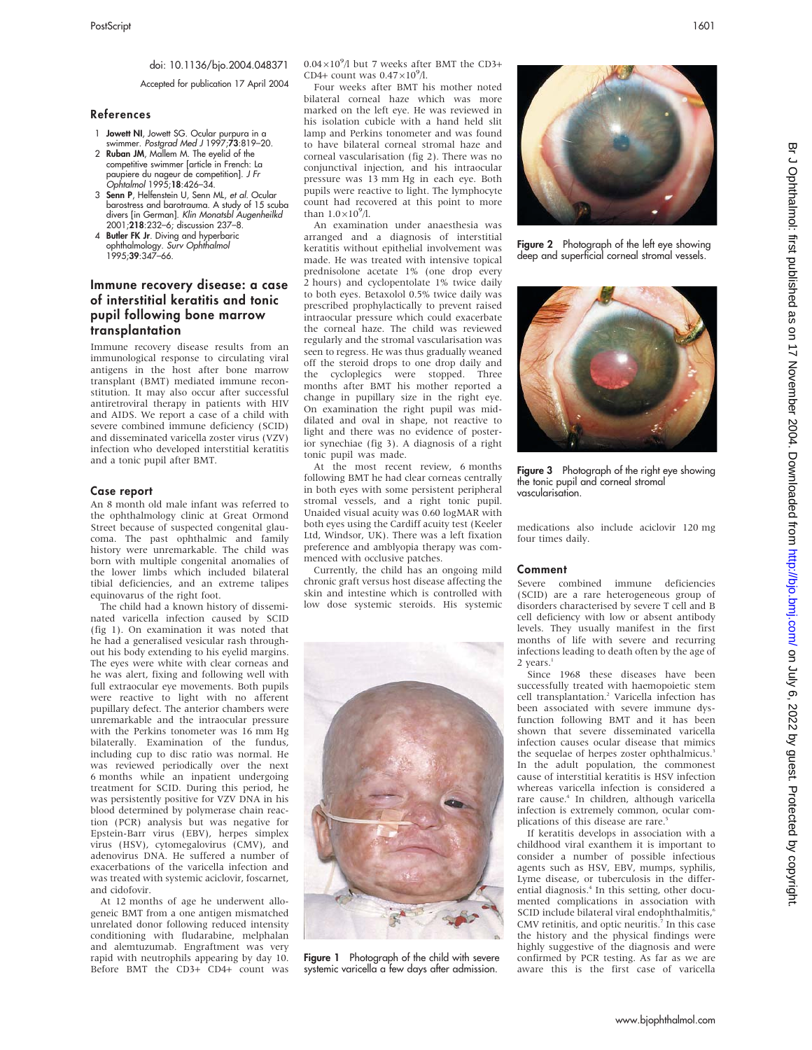doi: 10.1136/bjo.2004.048371

Accepted for publication 17 April 2004

## References

1. **Jowett NI**, Jowett SG. Ocular purpura in a swimmer. *Postgrad Med J* 1997;**73**:819–20.
2. **Ruban JM**, Mallem M. The eyelid of the competitive swimmer [article in French: La paupiere du nageur de competition]. *J Fr Ophtalmol* 1995;**18**:426–34.
3. **Senn P**, Helfenstein U, Senn ML, *et al*. Ocular barostress and barotrauma. A study of 15 scuba divers [in German]. *Klin Monatsbl Augenheilkd* 2001;**218**:232–6; discussion 237–8.
4. **Butler FK Jr**. Diving and hyperbaric ophthalmology. *Surv Ophthalmol* 1995;**39**:347–66.

## Immune recovery disease: a case of interstitial keratitis and tonic pupil following bone marrow transplantation

Immune recovery disease results from an immunological response to circulating viral antigens in the host after bone marrow transplant (BMT) mediated immune reconstitution. It may also occur after successful antiretroviral therapy in patients with HIV and AIDS. We report a case of a child with severe combined immune deficiency (SCID) and disseminated varicella zoster virus (VZV) infection who developed interstitial keratitis and a tonic pupil after BMT.

### Case report

An 8 month old male infant was referred to the ophthalmology clinic at Great Ormond Street because of suspected congenital glaucoma. The past ophthalmic and family history were unremarkable. The child was born with multiple congenital anomalies of the lower limbs which included bilateral tibial deficiencies, and an extreme talipes equinovarus of the right foot.

The child had a known history of disseminated varicella infection caused by SCID (fig 1). On examination it was noted that he had a generalised vesicular rash throughout his body extending to his eyelid margins. The eyes were white with clear corneas and he was alert, fixing and following well with full extraocular eye movements. Both pupils were reactive to light with no afferent pupillary defect. The anterior chambers were unremarkable and the intraocular pressure with the Perkins tonometer was 16 mm Hg bilaterally. Examination of the fundus, including cup to disc ratio was normal. He was reviewed periodically over the next 6 months while an inpatient undergoing treatment for SCID. During this period, he was persistently positive for VZV DNA in his blood determined by polymerase chain reaction (PCR) analysis but was negative for Epstein-Barr virus (EBV), herpes simplex virus (HSV), cytomegalovirus (CMV), and adenovirus DNA. He suffered a number of exacerbations of the varicella infection and was treated with systemic aciclovir, foscarnet, and cidofovir.

At 12 months of age he underwent allogeneic BMT from a one antigen mismatched unrelated donor following reduced intensity conditioning with fludarabine, melphalan and alemtuzumab. Engraftment was very rapid with neutrophils appearing by day 10. Before BMT the CD3+ CD4+ count was $0.04\times10^9$/l but 7 weeks after BMT the CD3+ CD4+ count was $0.47\times10^9$/l.

Four weeks after BMT his mother noted bilateral corneal haze which was more marked on the left eye. He was reviewed in his isolation cubicle with a hand held slit lamp and Perkins tonometer and was found to have bilateral corneal stromal haze and corneal vascularisation (fig 2). There was no conjunctival injection, and his intraocular pressure was 13 mm Hg in each eye. Both pupils were reactive to light. The lymphocyte count had recovered at this point to more than $1.0\times10^9$/l.

An examination under anaesthesia was arranged and a diagnosis of interstitial keratitis without epithelial involvement was made. He was treated with intensive topical prednisolone acetate 1% (one drop every 2 hours) and cyclopentolate 1% twice daily to both eyes. Betaxolol 0.5% twice daily was prescribed prophylactically to prevent raised intraocular pressure which could exacerbate the corneal haze. The child was reviewed regularly and the stromal vascularisation was seen to regress. He was thus gradually weaned off the steroid drops to one drop daily and the cycloplegics were stopped. Three months after BMT his mother reported a change in pupillary size in the right eye. On examination the right pupil was mid-dilated and oval in shape, not reactive to light and there was no evidence of posterior synechiae (fig 3). A diagnosis of a right tonic pupil was made.

At the most recent review, 6 months following BMT he had clear corneas centrally in both eyes with some persistent peripheral stromal vessels, and a right tonic pupil. Unaided visual acuity was 0.60 logMAR with both eyes using the Cardiff acuity test (Keeler Ltd, Windsor, UK). There was a left fixation preference and amblyopia therapy was commenced with occlusive patches.

Currently, the child has an ongoing mild chronic graft versus host disease affecting the skin and intestine which is controlled with low dose systemic steroids. His systemic medications also include aciclovir 120 mg four times daily.

Figure 1 Photograph of the child with severe systemic varicella a few days after admission.

Figure 2 Photograph of the left eye showing deep and superficial corneal stromal vessels.

Figure 3 Photograph of the right eye showing the tonic pupil and corneal stromal vascularisation.

### Comment

Severe combined immune deficiencies (SCID) are a rare heterogeneous group of disorders characterised by severe T cell and B cell deficiency with low or absent antibody levels. They usually manifest in the first months of life with severe and recurring infections leading to death often by the age of 2 years.[1]

Since 1968 these diseases have been successfully treated with haemopoietic stem cell transplantation.[2] Varicella infection has been associated with severe immune dysfunction following BMT and it has been shown that severe disseminated varicella infection causes ocular disease that mimics the sequelae of herpes zoster ophthalmicus.[3] In the adult population, the commonest cause of interstitial keratitis is HSV infection whereas varicella infection is considered a rare cause.[4] In children, although varicella infection is extremely common, ocular complications of this disease are rare.[5]

If keratitis develops in association with a childhood viral exanthem it is important to consider a number of possible infectious agents such as HSV, EBV, mumps, syphilis, Lyme disease, or tuberculosis in the differential diagnosis.[4] In this setting, other documented complications in association with SCID include bilateral viral endophthalmitis,[6] CMV retinitis, and optic neuritis.[7] In this case the history and the physical findings were highly suggestive of the diagnosis and were confirmed by PCR testing. As far as we are aware this is the first case of varicella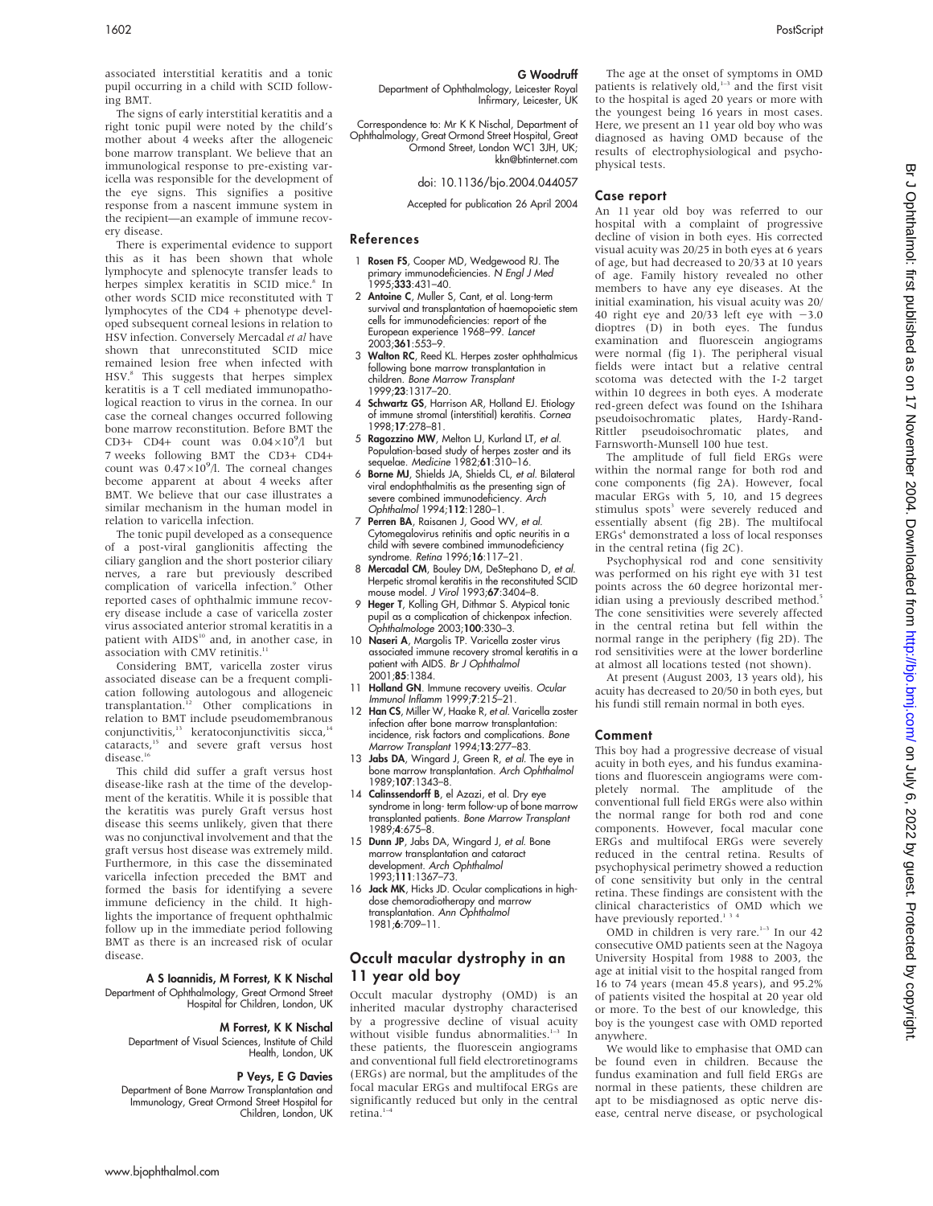associated interstitial keratitis and a tonic pupil occurring in a child with SCID following BMT.

The signs of early interstitial keratitis and a right tonic pupil were noted by the child's mother about 4 weeks after the allogeneic bone marrow transplant. We believe that an immunological response to pre-existing varicella was responsible for the development of the eye signs. This signifies a positive response from a nascent immune system in the recipient—an example of immune recovery disease.

There is experimental evidence to support this as it has been shown that whole lymphocyte and splenocyte transfer leads to herpes simplex keratitis in SCID mice.[8] In other words SCID mice reconstituted with T lymphocytes of the CD4 + phenotype developed subsequent corneal lesions in relation to HSV infection. Conversely Mercadal *et al* have shown that unreconstituted SCID mice remained lesion free when infected with HSV.[8] This suggests that herpes simplex keratitis is a T cell mediated immunopathological reaction to virus in the cornea. In our case the corneal changes occurred following bone marrow reconstitution. Before BMT the CD3+ CD4+ count was $0.04\times10^9$/l but 7 weeks following BMT the CD3+ CD4+ count was $0.47\times10^9$/l. The corneal changes become apparent at about 4 weeks after BMT. We believe that our case illustrates a similar mechanism in the human model in relation to varicella infection.

The tonic pupil developed as a consequence of a post-viral ganglionitis affecting the ciliary ganglion and the short posterior ciliary nerves, a rare but previously described complication of varicella infection.[9] Other reported cases of ophthalmic immune recovery disease include a case of varicella zoster virus associated anterior stromal keratitis in a patient with AIDS[10] and, in another case, in association with CMV retinitis.[11]

Considering BMT, varicella zoster virus associated disease can be a frequent complication following autologous and allogeneic transplantation.[12] Other complications in relation to BMT include pseudomembranous conjunctivitis,[13] keratoconjunctivitis sicca,[14] cataracts,[15] and severe graft versus host disease.[16]

This child did suffer a graft versus host disease-like rash at the time of the development of the keratitis. While it is possible that the keratitis was purely Graft versus host disease this seems unlikely, given that there was no conjunctival involvement and that the graft versus host disease was extremely mild. Furthermore, in this case the disseminated varicella infection preceded the BMT and formed the basis for identifying a severe immune deficiency in the child. It highlights the importance of frequent ophthalmic follow up in the immediate period following BMT as there is an increased risk of ocular disease.

**A S Ioannidis, M Forrest, K K Nischal**
Department of Ophthalmology, Great Ormond Street Hospital for Children, London, UK

**M Forrest, K K Nischal**
Department of Visual Sciences, Institute of Child Health, London, UK

**P Veys, E G Davies**
Department of Bone Marrow Transplantation and Immunology, Great Ormond Street Hospital for Children, London, UK

**G Woodruff**
Department of Ophthalmology, Leicester Royal Infirmary, Leicester, UK

Correspondence to: Mr K K Nischal, Department of Ophthalmology, Great Ormond Street Hospital, Great Ormond Street, London WC1 3JH, UK; kkn@btinternet.com

doi: 10.1136/bjo.2004.044057

Accepted for publication 26 April 2004

## References

1. **Rosen FS**, Cooper MD, Wedgewood RJ. The primary immunodeficiencies. *N Engl J Med* 1995;**333**:431–40.
2. **Antoine C**, Muller S, Cant, et al. Long-term survival and transplantation of haemopoietic stem cells for immunodeficiencies: report of the European experience 1968–99. *Lancet* 2003;**361**:553–9.
3. **Walton RC**, Reed KL. Herpes zoster ophthalmicus following bone marrow transplantation in children. *Bone Marrow Transplant* 1999;**23**:1317–20.
4. **Schwartz GS**, Harrison AR, Holland EJ. Etiology of immune stromal (interstitial) keratitis. *Cornea* 1998;**17**:278–81.
5. **Ragozzino MW**, Melton LJ, Kurland LT, *et al*. Population-based study of herpes zoster and its sequelae. *Medicine* 1982;**61**:310–16.
6. **Borne MJ**, Shields JA, Shields CL, *et al*. Bilateral viral endophthalmitis as the presenting sign of severe combined immunodeficiency. *Arch Ophthalmol* 1994;**112**:1280–1.
7. **Perren BA**, Raisanen J, Good WV, *et al*. Cytomegalovirus retinitis and optic neuritis in a child with severe combined immunodeficiency syndrome. *Retina* 1996;**16**:117–21.
8. **Mercadal CM**, Bouley DM, DeStephano D, *et al*. Herpetic stromal keratitis in the reconstituted SCID mouse model. *J Virol* 1993;**67**:3404–8.
9. **Heger T**, Kolling GH, Dithmar S. Atypical tonic pupil as a complication of chickenpox infection. *Ophthalmologe* 2003;**100**:330–3.
10. **Naseri A**, Margolis TP. Varicella zoster virus associated immune recovery stromal keratitis in a patient with AIDS. *Br J Ophthalmol* 2001;**85**:1384.
11. **Holland GN**. Immune recovery uveitis. *Ocular Immunol Inflamm* 1999;**7**:215–21.
12. **Han CS**, Miller W, Haake R, *et al*. Varicella zoster infection after bone marrow transplantation: incidence, risk factors and complications. *Bone Marrow Transplant* 1994;**13**:277–83.
13. **Jabs DA**, Wingard J, Green R, *et al*. The eye in bone marrow transplantation. *Arch Ophthalmol* 1989;**107**:1343–8.
14. **Calinssendorff B**, el Azazi, et al. Dry eye syndrome in long- term follow-up of bone marrow transplanted patients. *Bone Marrow Transplant* 1989;**4**:675–8.
15. **Dunn JP**, Jabs DA, Wingard J, *et al*. Bone marrow transplantation and cataract development. *Arch Ophthalmol* 1993;**111**:1367–73.
16. **Jack MK**, Hicks JD. Ocular complications in high-dose chemoradiotherapy and marrow transplantation. *Ann Ophthalmol* 1981;**6**:709–11.

## Occult macular dystrophy in an 11 year old boy

Occult macular dystrophy (OMD) is an inherited macular dystrophy characterised by a progressive decline of visual acuity without visible fundus abnormalities.[1–3] In these patients, the fluorescein angiograms and conventional full field electroretinograms (ERGs) are normal, but the amplitudes of the focal macular ERGs and multifocal ERGs are significantly reduced but only in the central retina.[1–4]

The age at the onset of symptoms in OMD patients is relatively old,[1–3] and the first visit to the hospital is aged 20 years or more with the youngest being 16 years in most cases. Here, we present an 11 year old boy who was diagnosed as having OMD because of the results of electrophysiological and psychophysical tests.

### Case report

An 11 year old boy was referred to our hospital with a complaint of progressive decline of vision in both eyes. His corrected visual acuity was 20/25 in both eyes at 6 years of age, but had decreased to 20/33 at 10 years of age. Family history revealed no other members to have any eye diseases. At the initial examination, his visual acuity was 20/40 right eye and 20/33 left eye with −3.0 dioptres (D) in both eyes. The fundus examination and fluorescein angiograms were normal (fig 1). The peripheral visual fields were intact but a relative central scotoma was detected with the I-2 target within 10 degrees in both eyes. A moderate red-green defect was found on the Ishihara pseudoisochromatic plates, Hardy-Rand-Rittler pseudoisochromatic plates, and Farnsworth-Munsell 100 hue test.

The amplitude of full field ERGs were within the normal range for both rod and cone components (fig 2A). However, focal macular ERGs with 5, 10, and 15 degrees stimulus spots[3] were severely reduced and essentially absent (fig 2B). The multifocal ERGs[4] demonstrated a loss of local responses in the central retina (fig 2C).

Psychophysical rod and cone sensitivity was performed on his right eye with 31 test points across the 60 degree horizontal meridian using a previously described method.[5] The cone sensitivities were severely affected in the central retina but fell within the normal range in the periphery (fig 2D). The rod sensitivities were at the lower borderline at almost all locations tested (not shown).

At present (August 2003, 13 years old), his acuity has decreased to 20/50 in both eyes, but his fundi still remain normal in both eyes.

### Comment

This boy had a progressive decrease of visual acuity in both eyes, and his fundus examinations and fluorescein angiograms were completely normal. The amplitude of the conventional full field ERGs were also within the normal range for both rod and cone components. However, focal macular cone ERGs and multifocal ERGs were severely reduced in the central retina. Results of psychophysical perimetry showed a reduction of cone sensitivity but only in the central retina. These findings are consistent with the clinical characteristics of OMD which we have previously reported.[1 3 4]

OMD in children is very rare.[1–3] In our 42 consecutive OMD patients seen at the Nagoya University Hospital from 1988 to 2003, the age at initial visit to the hospital ranged from 16 to 74 years (mean 45.8 years), and 95.2% of patients visited the hospital at 20 year old or more. To the best of our knowledge, this boy is the youngest case with OMD reported anywhere.

We would like to emphasise that OMD can be found even in children. Because the fundus examination and full field ERGs are normal in these patients, these children are apt to be misdiagnosed as optic nerve disease, central nerve disease, or psychological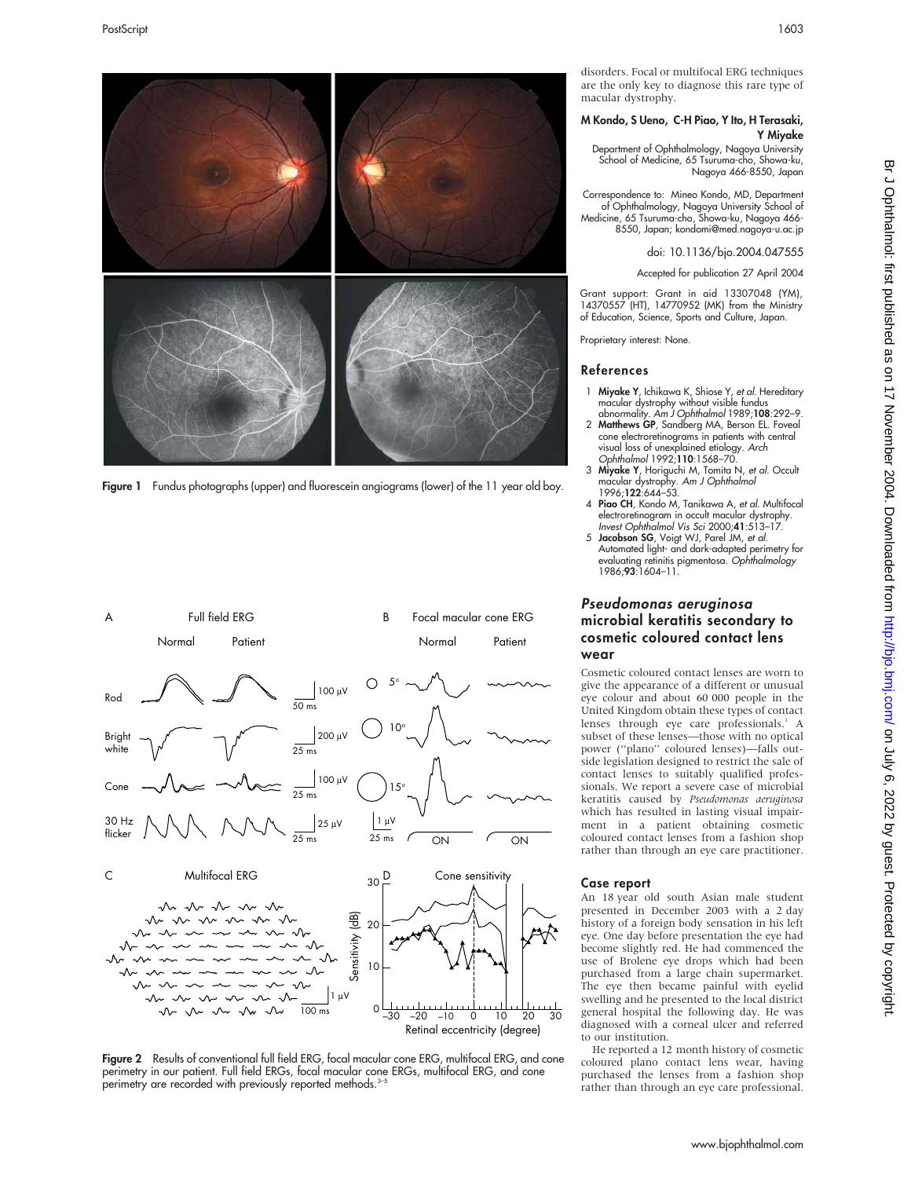Figure 1 Fundus photographs (upper) and fluorescein angiograms (lower) of the 11 year old boy.

Figure 2 Results of conventional full field ERG, focal macular cone ERG, multifocal ERG, and cone perimetry in our patient. Full field ERGs, focal macular cone ERGs, multifocal ERG, and cone perimetry are recorded with previously reported methods.[3–5]

disorders. Focal or multifocal ERG techniques are the only key to diagnose this rare type of macular dystrophy.

**M Kondo, S Ueno, C-H Piao, Y Ito, H Terasaki, Y Miyake**

Department of Ophthalmology, Nagoya University School of Medicine, 65 Tsuruma-cho, Showa-ku, Nagoya 466-8550, Japan

Correspondence to: Mineo Kondo, MD, Department of Ophthalmology, Nagoya University School of Medicine, 65 Tsuruma-cho, Showa-ku, Nagoya 466-8550, Japan; kondomi@med.nagoya-u.ac.jp

doi: 10.1136/bjo.2004.047555

Accepted for publication 27 April 2004

Grant support: Grant in aid 13307048 (YM), 14370557 (HT), 14770952 (MK) from the Ministry of Education, Science, Sports and Culture, Japan.

Proprietary interest: None.

## References

1. **Miyake Y**, Ichikawa K, Shiose Y, *et al*. Hereditary macular dystrophy without visible fundus abnormality. *Am J Ophthalmol* 1989;**108**:292–9.
2. **Matthews GP**, Sandberg MA, Berson EL. Foveal cone electroretinograms in patients with central visual loss of unexplained etiology. *Arch Ophthalmol* 1992;**110**:1568–70.
3. **Miyake Y**, Horiguchi M, Tomita N, *et al*. Occult macular dystrophy. *Am J Ophthalmol* 1996;**122**:644–53.
4. **Piao CH**, Kondo M, Tanikawa A, *et al*. Multifocal electroretinogram in occult macular dystrophy. *Invest Ophthalmol Vis Sci* 2000;**41**:513–17.
5. **Jacobson SG**, Voigt WJ, Parel JM, *et al*. Automated light- and dark-adapted perimetry for evaluating retinitis pigmentosa. *Ophthalmology* 1986;**93**:1604–11.

## *Pseudomonas aeruginosa* microbial keratitis secondary to cosmetic coloured contact lens wear

Cosmetic coloured contact lenses are worn to give the appearance of a different or unusual eye colour and about 60 000 people in the United Kingdom obtain these types of contact lenses through eye care professionals.[1] A subset of these lenses—those with no optical power ("plano" coloured lenses)—falls outside legislation designed to restrict the sale of contact lenses to suitably qualified professionals. We report a severe case of microbial keratitis caused by *Pseudomonas aeruginosa* which has resulted in lasting visual impairment in a patient obtaining cosmetic coloured contact lenses from a fashion shop rather than through an eye care practitioner.

### Case report

An 18 year old south Asian male student presented in December 2003 with a 2 day history of a foreign body sensation in his left eye. One day before presentation the eye had become slightly red. He had commenced the use of Brolene eye drops which had been purchased from a large chain supermarket. The eye then became painful with eyelid swelling and he presented to the local district general hospital the following day. He was diagnosed with a corneal ulcer and referred to our institution.

He reported a 12 month history of cosmetic coloured plano contact lens wear, having purchased the lenses from a fashion shop rather than through an eye care professional.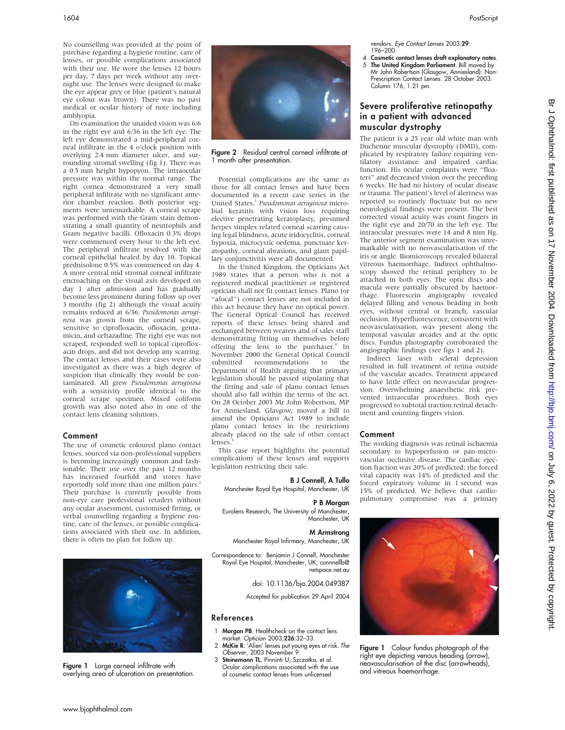No counselling was provided at the point of purchase regarding a hygiene routine, care of lenses, or possible complications associated with their use. He wore the lenses 12 hours per day, 7 days per week without any overnight use. The lenses were designed to make the eye appear grey or blue (patient's natural eye colour was brown). There was no past medical or ocular history of note including amblyopia.

On examination the unaided vision was 6/6 in the right eye and 6/36 in the left eye. The left eye demonstrated a mid-peripheral corneal infiltrate in the 4 o'clock position with overlying 2.4 mm diameter ulcer, and surrounding stromal swelling (fig 1). There was a 0.5 mm height hypopyon. The intraocular pressure was within the normal range. The right cornea demonstrated a very small peripheral infiltrate with no significant anterior chamber reaction. Both posterior segments were unremarkable. A corneal scrape was performed with the Gram stain demonstrating a small quantity of neutrophils and Gram negative bacilli. Ofloxacin 0.3% drops were commenced every hour to the left eye. The peripheral infiltrate resolved with the corneal epithelial healed by day 10. Topical prednisolone 0.5% was commenced on day 4. A more central mid stromal corneal infiltrate encroaching on the visual axis developed on day 1 after admission and has gradually become less prominent during follow up over 3 months (fig 2) although the visual acuity remains reduced at 6/36. *Pseudomonas aeruginosa* was grown from the corneal scrape, sensitive to ciprofloxacin, ofloxacin, gentamicin, and ceftazadine. The right eye was not scraped, responded well to topical ciprofloxacin drops, and did not develop any scarring. The contact lenses and their cases were also investigated as there was a high degree of suspicion that clinically they would be contaminated. All grew *Pseudomonas aeruginosa* with a sensitivity profile identical to the corneal scrape specimen. Mixed coliform growth was also noted also in one of the contact lens cleaning solutions.

## Comment

The use of cosmetic coloured plano contact lenses, sourced via non-professional suppliers is becoming increasingly common and fashionable. Their use over the past 12 months has increased fourfold and stores have reportedly sold more than one million pairs.[2] Their purchase is currently possible from non-eye care professional retailers without any ocular assessment, customised fitting, or verbal counselling regarding a hygiene routine, care of the lenses, or possible complications associated with their use. In addition, there is often no plan for follow up.

Figure 1 Large corneal infiltrate with overlying area of ulceration on presentation.

Figure 2 Residual central corneal infiltrate at 1 month after presentation.

Potential complications are the same as those for all contact lenses and have been documented in a recent case series in the United States.[3] *Pseudomonas aeruginosa* microbial keratitis with vision loss requiring elective penetrating keratoplasty, presumed herpes simplex related corneal scarring causing legal blindness, acute iridocyclitis, corneal hypoxia, microcystic oedema, punctuate keratopathy, corneal abrasions, and giant papillary conjunctivitis were all documented.

In the United Kingdom, the Opticians Act 1989 states that a person who is not a registered medical practitioner or registered optician shall not fit contact lenses. Plano (or "afocal") contact lenses are not included in this act because they have no optical power. The General Optical Council has received reports of these lenses being shared and exchanged between wearers and of sales staff demonstrating fitting on themselves before offering the lens to the purchaser.[4] In November 2000 the General Optical Council submitted recommendations to the Department of Health arguing that primary legislation should be passed stipulating that the fitting and sale of plano contact lenses should also fall within the terms of the act. On 28 October 2003 Mr John Robertson, MP for Anniesland, Glasgow, moved a bill to amend the Opticians Act 1989 to include plano contact lenses in the restrictions already placed on the sale of other contact lenses.[5]

This case report highlights the potential complications of these lenses and supports legislation restricting their sale.

**B J Connell, A Tullo**
Manchester Royal Eye Hospital, Manchester, UK

**P B Morgan**
Eurolens Research, The University of Manchester, Manchester, UK

**M Armstrong**
Manchester Royal Infirmary, Manchester, UK

Correspondence to: Benjamin J Connell, Manchester Royal Eye Hospital, Manchester, UK; connnellb@netspace.net.au

doi: 10.1136/bjo.2004.049387

Accepted for publication 29 April 2004

## References

1. **Morgan PB**. Healthcheck on the contact lens market. *Optician* 2003;**226**:32–33.
2. **McKie R**. 'Alien' lenses put young eyes at risk. *The Observer*, 2003 November 9.
3. **Steinemann TL**, Pinninti U, Szczotka, et al. Ocular complications associated with the use of cosmetic contact lenses from unlicensed vendors. *Eye Contact Lenses* 2003;**29**:196–200.
4. **Cosmetic contact lenses draft explanatory notes**.
5. **The United Kingdom Parliament**. Bill moved by Mr John Robertson (Glasgow, Anniesland): Non-Prescription Contact Lenses. 28 October 2003: Column 176, 1.21 pm.

# Severe proliferative retinopathy in a patient with advanced muscular dystrophy

The patient is a 25 year old white man with Duchenne muscular dystrophy (DMD), complicated by respiratory failure requiring ventilatory assistance and impaired cardiac function. His ocular complaints were "floaters" and decreased vision over the preceding 6 weeks. He had no history of ocular disease or trauma. The patient's level of alertness was reported to routinely fluctuate but no new neurological findings were present. The best corrected visual acuity was count fingers in the right eye and 20/70 in the left eye. The intraocular pressures were 14 and 8 mm Hg. The anterior segment examination was unremarkable with no neovascularisation of the iris or angle. Biomicroscopy revealed bilateral vitreous haemorrhage. Indirect ophthalmoscopy showed the retinal periphery to be attached in both eyes. The optic discs and macula were partially obscured by haemorrhage. Fluorescein angiography revealed delayed filling and venous beading in both eyes, without central or branch, vascular occlusion. Hyperfluorescence, consistent with neovascularisation, was present along the temporal vascular arcades and at the optic discs. Fundus photography corroborated the angiographic findings (see figs 1 and 2).

Indirect laser with scleral depression resulted in full treatment of retina outside of the vascular arcades. Treatment appeared to have little effect on neovascular progression. Overwhelming anaesthetic risk prevented intraocular procedures. Both eyes progressed to subtotal traction retinal detachment and counting fingers vision.

## Comment

The working diagnosis was retinal ischaemia secondary to hypoperfusion or pan-microvascular occlusive disease. The cardiac ejection fraction was 20% of predicted; the forced vital capacity was 14% of predicted and the forced expiratory volume in 1 second was 15% of predicted. We believe that cardiopulmonary compromise was a primary

Figure 1 Colour fundus photograph of the right eye depicting venous beading (arrow), neovascularisation of the disc (arrowheads), and vitreous haemorrhage.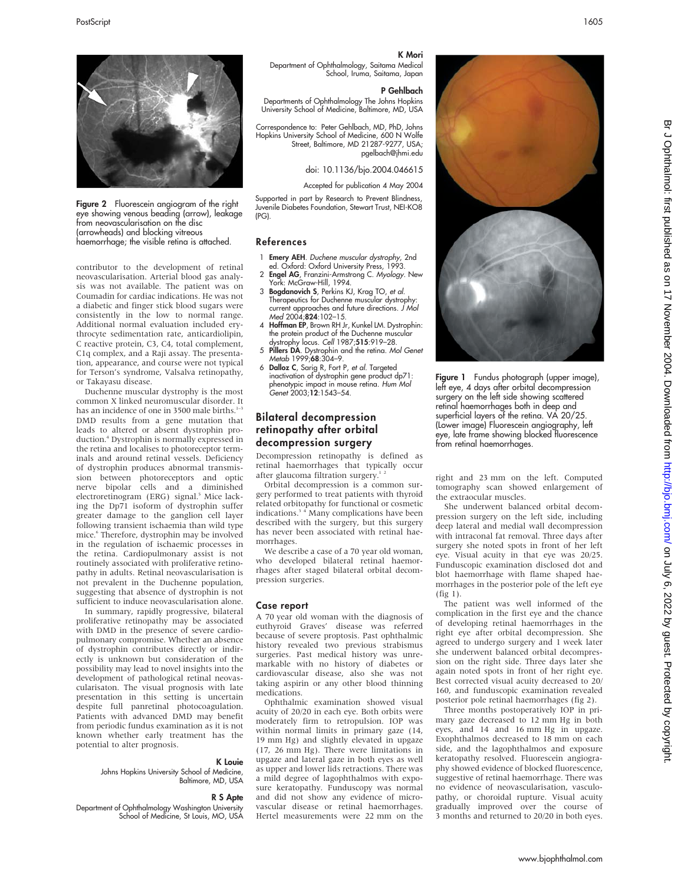Figure 2 Fluorescein angiogram of the right eye showing venous beading (arrow), leakage from neovascularisation on the disc (arrowheads) and blocking vitreous haemorrhage; the visible retina is attached.

contributor to the development of retinal neovascularisation. Arterial blood gas analysis was not available. The patient was on Coumadin for cardiac indications. He was not a diabetic and finger stick blood sugars were consistently in the low to normal range. Additional normal evaluation included erythrocyte sedimentation rate, anticardiolipin, C reactive protein, C3, C4, total complement, C1q complex, and a Raji assay. The presentation, appearance, and course were not typical for Terson's syndrome, Valsalva retinopathy, or Takayasu disease.

Duchenne muscular dystrophy is the most common X linked neuromuscular disorder. It has an incidence of one in 3500 male births.[1–3] DMD results from a gene mutation that leads to altered or absent dystrophin production.[4] Dystrophin is normally expressed in the retina and localises to photoreceptor terminals and around retinal vessels. Deficiency of dystrophin produces abnormal transmission between photoreceptors and optic nerve bipolar cells and a diminished electroretinogram (ERG) signal.[5] Mice lacking the Dp71 isoform of dystrophin suffer greater damage to the ganglion cell layer following transient ischaemia than wild type mice.[6] Therefore, dystrophin may be involved in the regulation of ischaemic processes in the retina. Cardiopulmonary assist is not routinely associated with proliferative retinopathy in adults. Retinal neovascularisation is not prevalent in the Duchenne population, suggesting that absence of dystrophin is not sufficient to induce neovascularisation alone.

In summary, rapidly progressive, bilateral proliferative retinopathy may be associated with DMD in the presence of severe cardiopulmonary compromise. Whether an absence of dystrophin contributes directly or indirectly is unknown but consideration of the possibility may lead to novel insights into the development of pathological retinal neovascularisaton. The visual prognosis with late presentation in this setting is uncertain despite full panretinal photocoagulation. Patients with advanced DMD may benefit from periodic fundus examination as it is not known whether early treatment has the potential to alter prognosis.

**K Louie**
Johns Hopkins University School of Medicine, Baltimore, MD, USA

**R S Apte**
Department of Ophthalmology Washington University School of Medicine, St Louis, MO, USA

**K Mori**
Department of Ophthalmology, Saitama Medical School, Iruma, Saitama, Japan

**P Gehlbach**
Departments of Ophthalmology The Johns Hopkins University School of Medicine, Baltimore, MD, USA

Correspondence to: Peter Gehlbach, MD, PhD, Johns Hopkins University School of Medicine, 600 N Wolfe Street, Baltimore, MD 21287-9277, USA; pgelbach@jhmi.edu

doi: 10.1136/bjo.2004.046615

Accepted for publication 4 May 2004

Supported in part by Research to Prevent Blindness, Juvenile Diabetes Foundation, Stewart Trust, NEI-KO8 (PG).

## References

1. **Emery AEH**. *Duchene muscular dystrophy*, 2nd ed. Oxford: Oxford University Press, 1993.
2. **Engel AG**, Franzini-Armstrong C. *Myology*. New York: McGraw-Hill, 1994.
3. **Bogdanovich S**, Perkins KJ, Krag TO, *et al*. Therapeutics for Duchenne muscular dystrophy: current approaches and future directions. *J Mol Med* 2004;**824**:102–15.
4. **Hoffman EP**, Brown RH Jr, Kunkel LM. Dystrophin: the protein product of the Duchenne muscular dystrophy locus. *Cell* 1987;**515**:919–28.
5. **Pillers DA**. Dystrophin and the retina. *Mol Genet Metab* 1999;**68**:304–9.
6. **Dalloz C**, Sarig R, Fort P, *et al*. Targeted inactivation of dystrophin gene product dp71: phenotypic impact in mouse retina. *Hum Mol Genet* 2003;**12**:1543–54.

## Bilateral decompression retinopathy after orbital decompression surgery

Decompression retinopathy is defined as retinal haemorrhages that typically occur after glaucoma filtration surgery.[1 2]

Orbital decompression is a common surgery performed to treat patients with thyroid related orbitopathy for functional or cosmetic indications.[3 4] Many complications have been described with the surgery, but this surgery has never been associated with retinal haemorrhages.

We describe a case of a 70 year old woman, who developed bilateral retinal haemorrhages after staged bilateral orbital decompression surgeries.

### Case report

A 70 year old woman with the diagnosis of euthyroid Graves' disease was referred because of severe proptosis. Past ophthalmic history revealed two previous strabismus surgeries. Past medical history was unremarkable with no history of diabetes or cardiovascular disease, also she was not taking aspirin or any other blood thinning medications.

Ophthalmic examination showed visual acuity of 20/20 in each eye. Both orbits were moderately firm to retropulsion. IOP was within normal limits in primary gaze (14, 19 mm Hg) and slightly elevated in upgaze (17, 26 mm Hg). There were limitations in upgaze and lateral gaze in both eyes as well as upper and lower lids retractions. There was a mild degree of lagophthalmos with exposure keratopathy. Funduscopy was normal and did not show any evidence of microvascular disease or retinal haemorrhages. Hertel measurements were 22 mm on the right and 23 mm on the left. Computed tomography scan showed enlargement of the extraocular muscles.

She underwent balanced orbital decompression surgery on the left side, including deep lateral and medial wall decompression with intraconal fat removal. Three days after surgery she noted spots in front of her left eye. Visual acuity in that eye was 20/25. Funduscopic examination disclosed dot and blot haemorrhage with flame shaped haemorrhages in the posterior pole of the left eye (fig 1).

The patient was well informed of the complication in the first eye and the chance of developing retinal haemorrhages in the right eye after orbital decompression. She agreed to undergo surgery and 1 week later she underwent balanced orbital decompression on the right side. Three days later she again noted spots in front of her right eye. Best corrected visual acuity decreased to 20/160, and funduscopic examination revealed posterior pole retinal haemorrhages (fig 2).

Three months postoperatively IOP in primary gaze decreased to 12 mm Hg in both eyes, and 14 and 16 mm Hg in upgaze. Exophthalmos decreased to 18 mm on each side, and the lagophthalmos and exposure keratopathy resolved. Fluorescein angiography showed evidence of blocked fluorescence, suggestive of retinal haemorrhage. There was no evidence of neovascularisation, vasculopathy, or choroidal rupture. Visual acuity gradually improved over the course of 3 months and returned to 20/20 in both eyes.

Figure 1 Fundus photograph (upper image), left eye, 4 days after orbital decompression surgery on the left side showing scattered retinal haemorrhages both in deep and superficial layers of the retina. VA 20/25. (Lower image) Fluorescein angiography, left eye, late frame showing blocked fluorescence from retinal haemorrhages.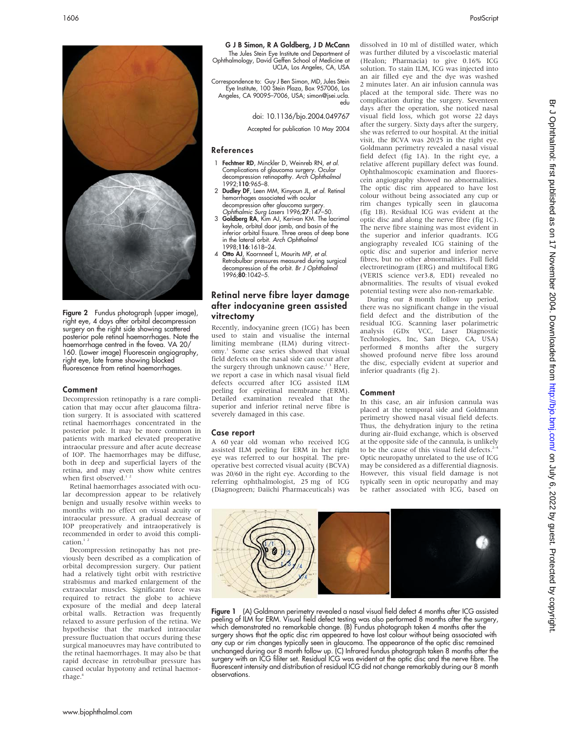Figure 2 Fundus photograph (upper image), right eye, 4 days after orbital decompression surgery on the right side showing scattered posterior pole retinal haemorrhages. Note the haemorrhage centred in the fovea. VA 20/160. (Lower image) Fluorescein angiography, right eye, late frame showing blocked fluorescence from retinal haemorrhages.

## Comment

Decompression retinopathy is a rare complication that may occur after glaucoma filtration surgery. It is associated with scattered retinal haemorrhages concentrated in the posterior pole. It may be more common in patients with marked elevated preoperative intraocular pressure and after acute decrease of IOP. The haemorrhages may be diffuse, both in deep and superficial layers of the retina, and may even show white centres when first observed.[1 2]

Retinal haemorrhages associated with ocular decompression appear to be relatively benign and usually resolve within weeks to months with no effect on visual acuity or intraocular pressure. A gradual decrease of IOP preoperatively and intraoperatively is recommended in order to avoid this complication.[1 2]

Decompression retinopathy has not previously been described as a complication of orbital decompression surgery. Our patient had a relatively tight orbit with restrictive strabismus and marked enlargement of the extraocular muscles. Significant force was required to retract the globe to achieve exposure of the medial and deep lateral orbital walls. Retraction was frequently relaxed to assure perfusion of the retina. We hypothesise that the marked intraocular pressure fluctuation that occurs during these surgical manoeuvres may have contributed to the retinal haemorrhages. It may also be that rapid decrease in retrobulbar pressure has caused ocular hypotony and retinal haemorrhage.[4]

**G J B Simon, R A Goldberg, J D McCann**
The Jules Stein Eye Institute and Department of Ophthalmology, David Geffen School of Medicine at UCLA, Los Angeles, CA, USA

Correspondence to: Guy J Ben Simon, MD, Jules Stein Eye Institute, 100 Stein Plaza, Box 957006, Los Angeles, CA 90095–7006, USA; simon@jsei.ucla.edu

doi: 10.1136/bjo.2004.049767

Accepted for publication 10 May 2004

## References

1. **Fechtner RD**, Minckler D, Weinreb RN, *et al*. Complications of glaucoma surgery. Ocular decompression retinopathy. *Arch Ophthalmol* 1992;**110**:965–8.
2. **Dudley DF**, Leen MM, Kinyoun JL, *et al*. Retinal hemorrhages associated with ocular decompression after glaucoma surgery. *Ophthalmic Surg Lasers* 1996;**27**:147–50.
3. **Goldberg RA**, Kim AJ, Kerivan KM. The lacrimal keyhole, orbital door jamb, and basin of the inferior orbital fissure. Three areas of deep bone in the lateral orbit. *Arch Ophthalmol* 1998;**116**:1618–24.
4. **Otto AJ**, Koornneef L, Mourits MP, *et al*. Retrobulbar pressures measured during surgical decompression of the orbit. *Br J Ophthalmol* 1996;**80**:1042–5.

# Retinal nerve fibre layer damage after indocyanine green assisted vitrectomy

Recently, indocyanine green (ICG) has been used to stain and visualise the internal limiting membrane (ILM) during vitrectomy.[1] Some case series showed that visual field defects on the nasal side can occur after the surgery through unknown cause.[2 3] Here, we report a case in which nasal visual field defects occurred after ICG assisted ILM peeling for epiretinal membrane (ERM). Detailed examination revealed that the superior and inferior retinal nerve fibre is severely damaged in this case.

## Case report

A 60 year old woman who received ICG assisted ILM peeling for ERM in her right eye was referred to our hospital. The preoperative best corrected visual acuity (BCVA) was 20/60 in the right eye. According to the referring ophthalmologist, 25 mg of ICG (Diagnogreen; Daiichi Pharmaceuticals) was dissolved in 10 ml of distilled water, which was further diluted by a viscoelastic material (Healon; Pharmacia) to give 0.16% ICG solution. To stain ILM, ICG was injected into an air filled eye and the dye was washed 2 minutes later. An air infusion cannula was placed at the temporal side. There was no complication during the surgery. Seventeen days after the operation, she noticed nasal visual field loss, which got worse 22 days after the surgery. Sixty days after the surgery, she was referred to our hospital. At the initial visit, the BCVA was 20/25 in the right eye. Goldmann perimetry revealed a nasal visual field defect (fig 1A). In the right eye, a relative afferent pupillary defect was found. Ophthalmoscopic examination and fluorescein angiography showed no abnormalities. The optic disc rim appeared to have lost colour without being associated any cup or rim changes typically seen in glaucoma (fig 1B). Residual ICG was evident at the optic disc and along the nerve fibre (fig 1C). The nerve fibre staining was most evident in the superior and inferior quadrants. ICG angiography revealed ICG staining of the optic disc and superior and inferior nerve fibres, but no other abnormalities. Full field electroretinogram (ERG) and multifocal ERG (VERIS science ver3.8, EDI) revealed no abnormalities. The results of visual evoked potential testing were also non-remarkable.

During our 8 month follow up period, there was no significant change in the visual field defect and the distribution of the residual ICG. Scanning laser polarimetric analysis (GDx VCC, Laser Diagnostic Technologies, Inc, San Diego, CA, USA) performed 8 months after the surgery showed profound nerve fibre loss around the disc, especially evident at superior and inferior quadrants (fig 2).

## Comment

In this case, an air infusion cannula was placed at the temporal side and Goldmann perimetry showed nasal visual field defects. Thus, the dehydration injury to the retina during air-fluid exchange, which is observed at the opposite side of the cannula, is unlikely to be the cause of this visual field defects.[2–4] Optic neuropathy unrelated to the use of ICG may be considered as a differential diagnosis. However, this visual field damage is not typically seen in optic neuropathy and may be rather associated with ICG, based on

Figure 1 (A) Goldmann perimetry revealed a nasal visual field defect 4 months after ICG assisted peeling of ILM for ERM. Visual field defect testing was also performed 8 months after the surgery, which demonstrated no remarkable change. (B) Fundus photograph taken 4 months after the surgery shows that the optic disc rim appeared to have lost colour without being associated with any cup or rim changes typically seen in glaucoma. The appearance of the optic disc remained unchanged during our 8 month follow up. (C) Infrared fundus photograph taken 8 months after the surgery with an ICG filiter set. Residual ICG was evident at the optic disc and the nerve fibre. The fluorescent intensity and distribution of residual ICG did not change remarkably during our 8 month observations.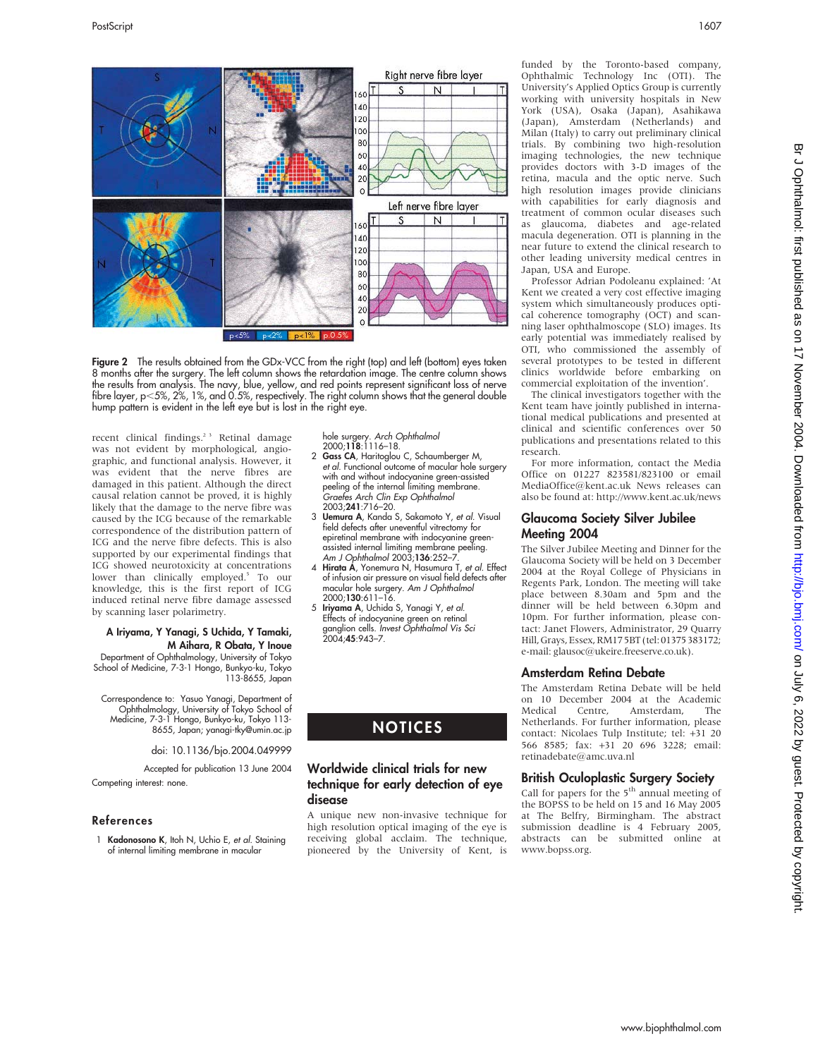Right nerve fibre layer

T S N I T

160 140 120 100 80 60 40 20 0

Left nerve fibre layer

T S N I T

160 140 120 100 80 60 40 20 0

p<5% p<2% p<1% p 0.5%

**Figure 2** The results obtained from the GDx-VCC from the right (top) and left (bottom) eyes taken 8 months after the surgery. The left column shows the retardation image. The centre column shows the results from analysis. The navy, blue, yellow, and red points represent significant loss of nerve fibre layer, p<5%, 2%, 1%, and 0.5%, respectively. The right column shows that the general double hump pattern is evident in the left eye but is lost in the right eye.

recent clinical findings.[2 3] Retinal damage was not evident by morphological, angiographic, and functional analysis. However, it was evident that the nerve fibres are damaged in this patient. Although the direct causal relation cannot be proved, it is highly likely that the damage to the nerve fibre was caused by the ICG because of the remarkable correspondence of the distribution pattern of ICG and the nerve fibre defects. This is also supported by our experimental findings that ICG showed neurotoxicity at concentrations lower than clinically employed.[5] To our knowledge, this is the first report of ICG induced retinal nerve fibre damage assessed by scanning laser polarimetry.

**A Iriyama, Y Yanagi, S Uchida, Y Tamaki, M Aihara, R Obata, Y Inoue**
Department of Ophthalmology, University of Tokyo School of Medicine, 7-3-1 Hongo, Bunkyo-ku, Tokyo 113-8655, Japan

Correspondence to: Yasuo Yanagi, Department of Ophthalmology, University of Tokyo School of Medicine, 7-3-1 Hongo, Bunkyo-ku, Tokyo 113-8655, Japan; yanagi-tky@umin.ac.jp

doi: 10.1136/bjo.2004.049999

Accepted for publication 13 June 2004

Competing interest: none.

## References

1. **Kadonosono K**, Itoh N, Uchio E, *et al*. Staining of internal limiting membrane in macular hole surgery. *Arch Ophthalmol* 2000;**118**:1116–18.
2. **Gass CA**, Haritoglou C, Schaumberger M, *et al*. Functional outcome of macular hole surgery with and without indocyanine green-assisted peeling of the internal limiting membrane. *Graefes Arch Clin Exp Ophthalmol* 2003;**241**:716–20.
3. **Uemura A**, Kanda S, Sakamoto Y, *et al*. Visual field defects after uneventful vitrectomy for epiretinal membrane with indocyanine green-assisted internal limiting membrane peeling. *Am J Ophthalmol* 2003;**136**:252–7.
4. **Hirata A**, Yonemura N, Hasumura T, *et al*. Effect of infusion air pressure on visual field defects after macular hole surgery. *Am J Ophthalmol* 2000;**130**:611–16.
5. **Iriyama A**, Uchida S, Yanagi Y, *et al*. Effects of indocyanine green on retinal ganglion cells. *Invest Ophthalmol Vis Sci* 2004;**45**:943–7.

# NOTICES

## Worldwide clinical trials for new technique for early detection of eye disease

A unique new non-invasive technique for high resolution optical imaging of the eye is receiving global acclaim. The technique, pioneered by the University of Kent, is funded by the Toronto-based company, Ophthalmic Technology Inc (OTI). The University's Applied Optics Group is currently working with university hospitals in New York (USA), Osaka (Japan), Asahikawa (Japan), Amsterdam (Netherlands) and Milan (Italy) to carry out preliminary clinical trials. By combining two high-resolution imaging technologies, the new technique provides doctors with 3-D images of the retina, macula and the optic nerve. Such high resolution images provide clinicians with capabilities for early diagnosis and treatment of common ocular diseases such as glaucoma, diabetes and age-related macula degeneration. OTI is planning in the near future to extend the clinical research to other leading university medical centres in Japan, USA and Europe.

Professor Adrian Podoleanu explained: 'At Kent we created a very cost effective imaging system which simultaneously produces optical coherence tomography (OCT) and scanning laser ophthalmoscope (SLO) images. Its early potential was immediately realised by OTI, who commissioned the assembly of several prototypes to be tested in different clinics worldwide before embarking on commercial exploitation of the invention'.

The clinical investigators together with the Kent team have jointly published in international medical publications and presented at clinical and scientific conferences over 50 publications and presentations related to this research.

For more information, contact the Media Office on 01227 823581/823100 or email MediaOffice@kent.ac.uk News releases can also be found at: http://www.kent.ac.uk/news

## Glaucoma Society Silver Jubilee Meeting 2004

The Silver Jubilee Meeting and Dinner for the Glaucoma Society will be held on 3 December 2004 at the Royal College of Physicians in Regents Park, London. The meeting will take place between 8.30am and 5pm and the dinner will be held between 6.30pm and 10pm. For further information, please contact: Janet Flowers, Administrator, 29 Quarry Hill, Grays, Essex, RM17 5BT (tel: 01375 383172; e-mail: glausoc@ukeire.freeserve.co.uk).

## Amsterdam Retina Debate

The Amsterdam Retina Debate will be held on 10 December 2004 at the Academic Medical Centre, Amsterdam, The Netherlands. For further information, please contact: Nicolaes Tulp Institute; tel: +31 20 566 8585; fax: +31 20 696 3228; email: retinadebate@amc.uva.nl

## British Oculoplastic Surgery Society

Call for papers for the 5th annual meeting of the BOPSS to be held on 15 and 16 May 2005 at The Belfry, Birmingham. The abstract submission deadline is 4 February 2005, abstracts can be submitted online at www.bopss.org.